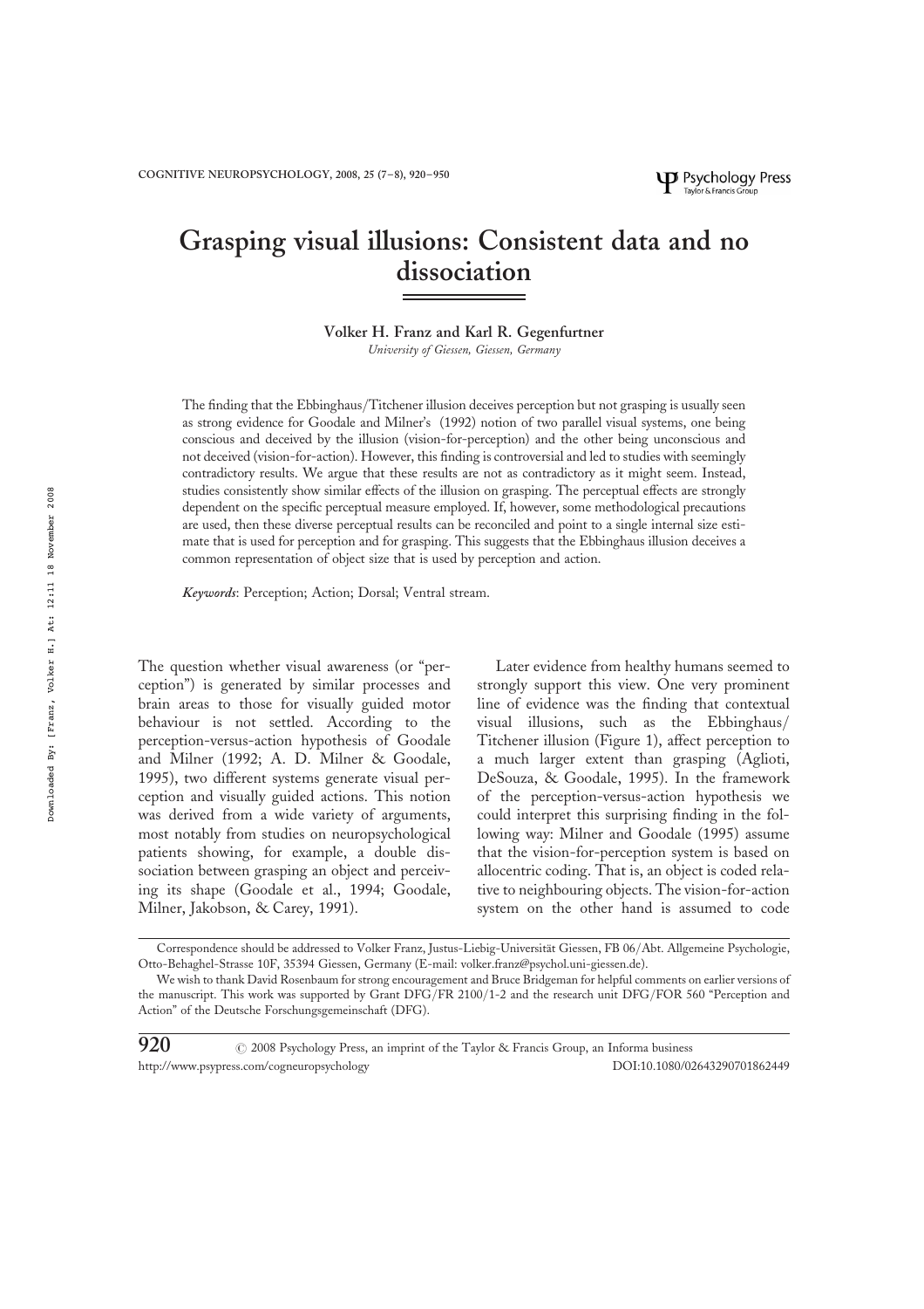# Grasping visual illusions: Consistent data and no dissociation

**Volker H. Franz and Karl R. Gegenfurtner**

*University of Giessen, Giessen, Germany*

The finding that the Ebbinghaus/Titchener illusion deceives perception but not grasping is usually seen as strong evidence for Goodale and Milner's (1992) notion of two parallel visual systems, one being conscious and deceived by the illusion (vision-for-perception) and the other being unconscious and not deceived (vision-for-action). However, this finding is controversial and led to studies with seemingly contradictory results. We argue that these results are not as contradictory as it might seem. Instead, studies consistently show similar effects of the illusion on grasping. The perceptual effects are strongly dependent on the specific perceptual measure employed. If, however, some methodological precautions are used, then these diverse perceptual results can be reconciled and point to a single internal size estimate that is used for perception and for grasping. This suggests that the Ebbinghaus illusion deceives a common representation of object size that is used by perception and action.

*Keywords*: Perception; Action; Dorsal; Ventral stream.

The question whether visual awareness (or "perception") is generated by similar processes and brain areas to those for visually guided motor behaviour is not settled. According to the perception-versus-action hypothesis of Goodale and Milner (1992; A. D. Milner & Goodale, 1995), two different systems generate visual perception and visually guided actions. This notion was derived from a wide variety of arguments, most notably from studies on neuropsychological patients showing, for example, a double dissociation between grasping an object and perceiving its shape (Goodale et al., 1994; Goodale, Milner, Jakobson, & Carey, 1991).

Later evidence from healthy humans seemed to strongly support this view. One very prominent line of evidence was the finding that contextual visual illusions, such as the Ebbinghaus/Titchener illusion (Figure 1), affect perception to a much larger extent than grasping (Aglioti, DeSouza, & Goodale, 1995). In the framework of the perception-versus-action hypothesis we could interpret this surprising finding in the following way: Milner and Goodale (1995) assume that the vision-for-perception system is based on allocentric coding. That is, an object is coded relative to neighbouring objects. The vision-for-action system on the other hand is assumed to code

---

Correspondence should be addressed to Volker Franz, Justus-Liebig-Universität Giessen, FB 06/Abt. Allgemeine Psychologie, Otto-Behaghel-Strasse 10F, 35394 Giessen, Germany (E-mail: volker.franz@psychol.uni-giessen.de).

We wish to thank David Rosenbaum for strong encouragement and Bruce Bridgeman for helpful comments on earlier versions of the manuscript. This work was supported by Grant DFG/FR 2100/1-2 and the research unit DFG/FOR 560 "Perception and Action" of the Deutsche Forschungsgemeinschaft (DFG).

© 2008 Psychology Press, an imprint of the Taylor & Francis Group, an Informa business
http://www.psypress.com/cogneuropsychology DOI:10.1080/02643290701862449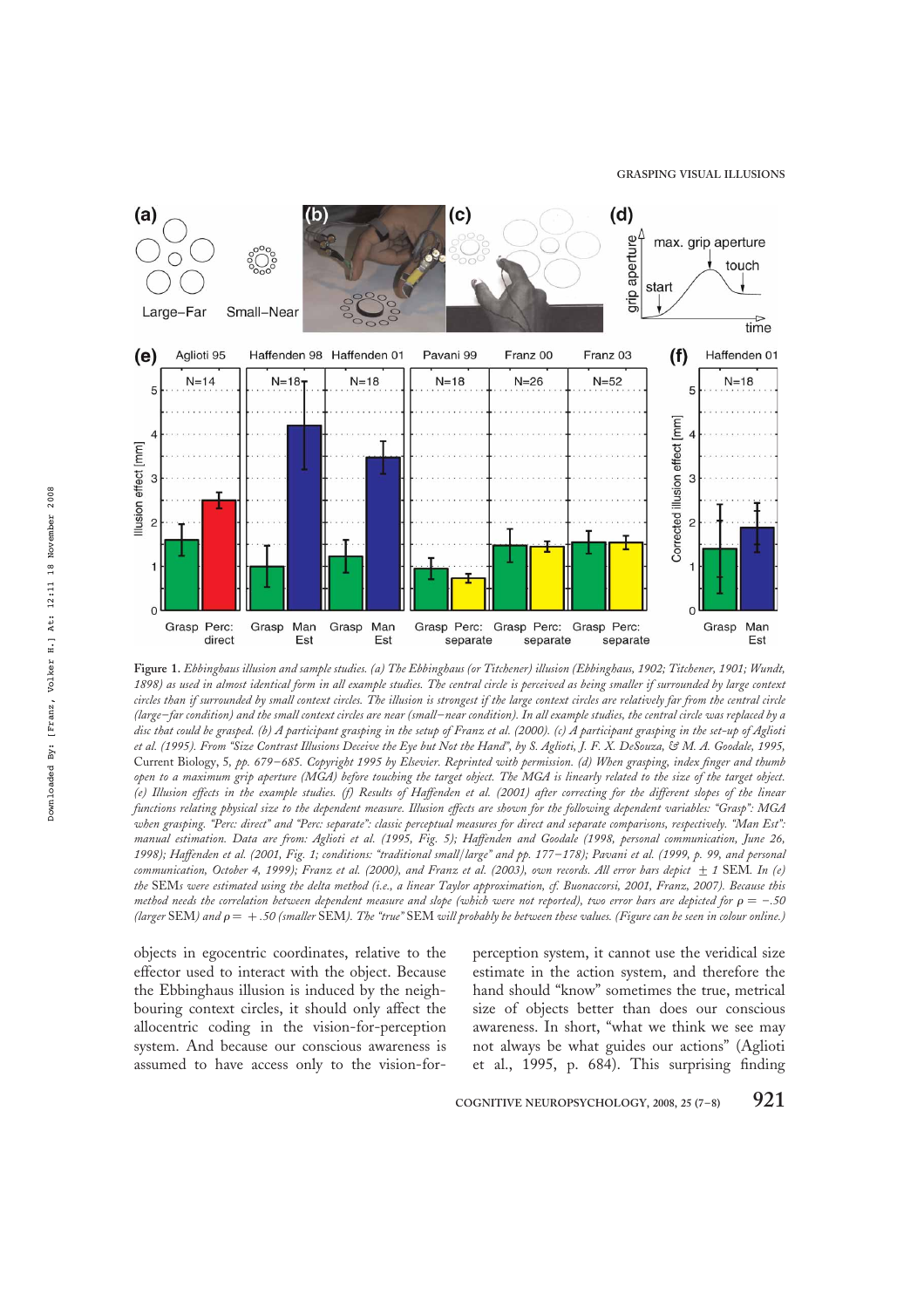**Figure 1.** *Ebbinghaus illusion and sample studies. (a) The Ebbinghaus (or Titchener) illusion (Ebbinghaus, 1902; Titchener, 1901; Wundt, 1898) as used in almost identical form in all example studies. The central circle is perceived as being smaller if surrounded by large context circles than if surrounded by small context circles. The illusion is strongest if the large context circles are relatively far from the central circle (large–far condition) and the small context circles are near (small–near condition). In all example studies, the central circle was replaced by a disc that could be grasped. (b) A participant grasping in the setup of Franz et al. (2000). (c) A participant grasping in the set-up of Aglioti et al. (1995). From "Size Contrast Illusions Deceive the Eye but Not the Hand", by S. Agliotti, J. F. X. DeSouza, & M. A. Goodale, 1995,* Current Biology, *5, pp. 679–685. Copyright 1995 by Elsevier. Reprinted with permission. (d) When grasping, index finger and thumb open to a maximum grip aperture (MGA) before touching the target object. The MGA is linearly related to the size of the target object. (e) Illusion effects in the example studies. (f) Results of Haffenden et al. (2001) after correcting for the different slopes of the linear functions relating physical size to the dependent measure. Illusion effects are shown for the following dependent variables: "Grasp": MGA when grasping. "Perc: direct" and "Perc: separate": classic perceptual measures for direct and separate comparisons, respectively. "Man Est": manual estimation. Data are from: Aglioti et al. (1995, Fig. 5); Haffenden and Goodale (1998, personal communication, June 26, 1998); Haffenden et al. (2001, Fig. 1; conditions: "traditional small/large" and pp. 177–178); Pavani et al. (1999, p. 99, and personal communication, October 4, 1999); Franz et al. (2000), and Franz et al. (2003), own records. All error bars depict* $\pm$ *1* SEM. *In (e) the* SEM*s were estimated using the delta method (i.e., a linear Taylor approximation, cf. Buonaccorsi, 2001, Franz, 2007). Because this method needs the correlation between dependent measure and slope (which were not reported), two error bars are depicted for* $\rho = -.50$ *(larger* SEM*) and* $\rho = +.50$ *(smaller* SEM*). The "true"* SEM *will probably be between these values. (Figure can be seen in colour online.)*

objects in egocentric coordinates, relative to the effector used to interact with the object. Because the Ebbinghaus illusion is induced by the neighbouring context circles, it should only affect the allocentric coding in the vision-for-perception system. And because our conscious awareness is assumed to have access only to the vision-for-perception system, it cannot use the veridical size estimate in the action system, and therefore the hand should "know" sometimes the true, metrical size of objects better than does our conscious awareness. In short, "what we think we see may not always be what guides our actions" (Aglioti et al., 1995, p. 684). This surprising finding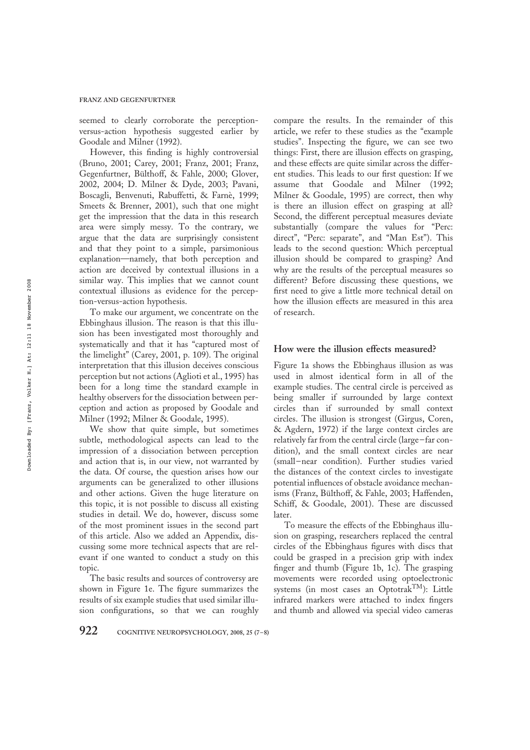seemed to clearly corroborate the perception-versus-action hypothesis suggested earlier by Goodale and Milner (1992).

However, this finding is highly controversial (Bruno, 2001; Carey, 2001; Franz, 2001; Franz, Gegenfurtner, Bülthoff, & Fahle, 2000; Glover, 2002, 2004; D. Milner & Dyde, 2003; Pavani, Boscagli, Benvenuti, Rabuffetti, & Farnè, 1999; Smeets & Brenner, 2001), such that one might get the impression that the data in this research area were simply messy. To the contrary, we argue that the data are surprisingly consistent and that they point to a simple, parsimonious explanation—namely, that both perception and action are deceived by contextual illusions in a similar way. This implies that we cannot count contextual illusions as evidence for the perception-versus-action hypothesis.

To make our argument, we concentrate on the Ebbinghaus illusion. The reason is that this illusion has been investigated most thoroughly and systematically and that it has "captured most of the limelight" (Carey, 2001, p. 109). The original interpretation that this illusion deceives conscious perception but not actions (Aglioti et al., 1995) has been for a long time the standard example in healthy observers for the dissociation between perception and action as proposed by Goodale and Milner (1992; Milner & Goodale, 1995).

We show that quite simple, but sometimes subtle, methodological aspects can lead to the impression of a dissociation between perception and action that is, in our view, not warranted by the data. Of course, the question arises how our arguments can be generalized to other illusions and other actions. Given the huge literature on this topic, it is not possible to discuss all existing studies in detail. We do, however, discuss some of the most prominent issues in the second part of this article. Also we added an Appendix, discussing some more technical aspects that are relevant if one wanted to conduct a study on this topic.

The basic results and sources of controversy are shown in Figure 1e. The figure summarizes the results of six example studies that used similar illusion configurations, so that we can roughly compare the results. In the remainder of this article, we refer to these studies as the "example studies". Inspecting the figure, we can see two things: First, there are illusion effects on grasping, and these effects are quite similar across the different studies. This leads to our first question: If we assume that Goodale and Milner (1992; Milner & Goodale, 1995) are correct, then why is there an illusion effect on grasping at all? Second, the different perceptual measures deviate substantially (compare the values for "Perc: direct", "Perc: separate", and "Man Est"). This leads to the second question: Which perceptual illusion should be compared to grasping? And why are the results of the perceptual measures so different? Before discussing these questions, we first need to give a little more technical detail on how the illusion effects are measured in this area of research.

## How were the illusion effects measured?

Figure 1a shows the Ebbinghaus illusion as was used in almost identical form in all of the example studies. The central circle is perceived as being smaller if surrounded by large context circles than if surrounded by small context circles. The illusion is strongest (Girgus, Coren, & Agdern, 1972) if the large context circles are relatively far from the central circle (large–far condition), and the small context circles are near (small–near condition). Further studies varied the distances of the context circles to investigate potential influences of obstacle avoidance mechanisms (Franz, Bülthoff, & Fahle, 2003; Haffenden, Schiff, & Goodale, 2001). These are discussed later.

To measure the effects of the Ebbinghaus illusion on grasping, researchers replaced the central circles of the Ebbinghaus figures with discs that could be grasped in a precision grip with index finger and thumb (Figure 1b, 1c). The grasping movements were recorded using optoelectronic systems (in most cases an Optotrak™): Little infrared markers were attached to index fingers and thumb and allowed via special video cameras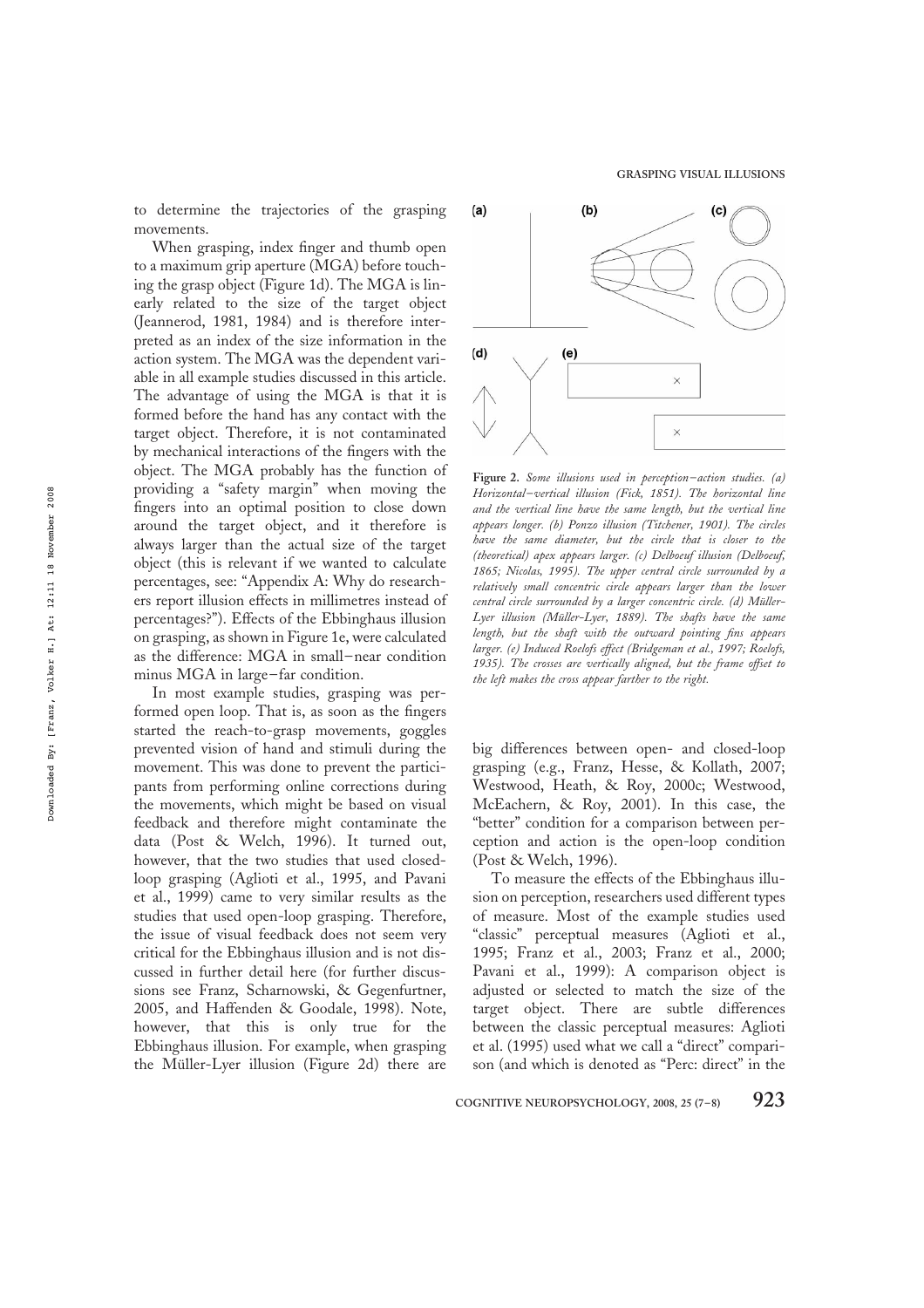to determine the trajectories of the grasping movements.

When grasping, index finger and thumb open to a maximum grip aperture (MGA) before touching the grasp object (Figure 1d). The MGA is linearly related to the size of the target object (Jeannerod, 1981, 1984) and is therefore interpreted as an index of the size information in the action system. The MGA was the dependent variable in all example studies discussed in this article. The advantage of using the MGA is that it is formed before the hand has any contact with the target object. Therefore, it is not contaminated by mechanical interactions of the fingers with the object. The MGA probably has the function of providing a "safety margin" when moving the fingers into an optimal position to close down around the target object, and it therefore is always larger than the actual size of the target object (this is relevant if we wanted to calculate percentages, see: "Appendix A: Why do researchers report illusion effects in millimetres instead of percentages?"). Effects of the Ebbinghaus illusion on grasping, as shown in Figure 1e, were calculated as the difference: MGA in small–near condition minus MGA in large–far condition.

In most example studies, grasping was performed open loop. That is, as soon as the fingers started the reach-to-grasp movements, goggles prevented vision of hand and stimuli during the movement. This was done to prevent the participants from performing online corrections during the movements, which might be based on visual feedback and therefore might contaminate the data (Post & Welch, 1996). It turned out, however, that the two studies that used closed-loop grasping (Aglioti et al., 1995, and Pavani et al., 1999) came to very similar results as the studies that used open-loop grasping. Therefore, the issue of visual feedback does not seem very critical for the Ebbinghaus illusion and is not discussed in further detail here (for further discussions see Franz, Scharnowski, & Gegenfurtner, 2005, and Haffenden & Goodale, 1998). Note, however, that this is only true for the Ebbinghaus illusion. For example, when grasping the Müller-Lyer illusion (Figure 2d) there are

**Figure 2.** *Some illusions used in perception–action studies. (a) Horizontal–vertical illusion (Fick, 1851). The horizontal line and the vertical line have the same length, but the vertical line appears longer. (b) Ponzo illusion (Titchener, 1901). The circles have the same diameter, but the circle that is closer to the (theoretical) apex appears larger. (c) Delboeuf illusion (Delboeuf, 1865; Nicolas, 1995). The upper central circle surrounded by a relatively small concentric circle appears larger than the lower central circle surrounded by a larger concentric circle. (d) Müller-Lyer illusion (Müller-Lyer, 1889). The shafts have the same length, but the shaft with the outward pointing fins appears larger. (e) Induced Roelofs effect (Bridgeman et al., 1997; Roelofs, 1935). The crosses are vertically aligned, but the frame offset to the left makes the cross appear farther to the right.*

big differences between open- and closed-loop grasping (e.g., Franz, Hesse, & Kollath, 2007; Westwood, Heath, & Roy, 2000c; Westwood, McEachern, & Roy, 2001). In this case, the "better" condition for a comparison between perception and action is the open-loop condition (Post & Welch, 1996).

To measure the effects of the Ebbinghaus illusion on perception, researchers used different types of measure. Most of the example studies used "classic" perceptual measures (Aglioti et al., 1995; Franz et al., 2003; Franz et al., 2000; Pavani et al., 1999): A comparison object is adjusted or selected to match the size of the target object. There are subtle differences between the classic perceptual measures: Aglioti et al. (1995) used what we call a "direct" comparison (and which is denoted as "Perc: direct" in the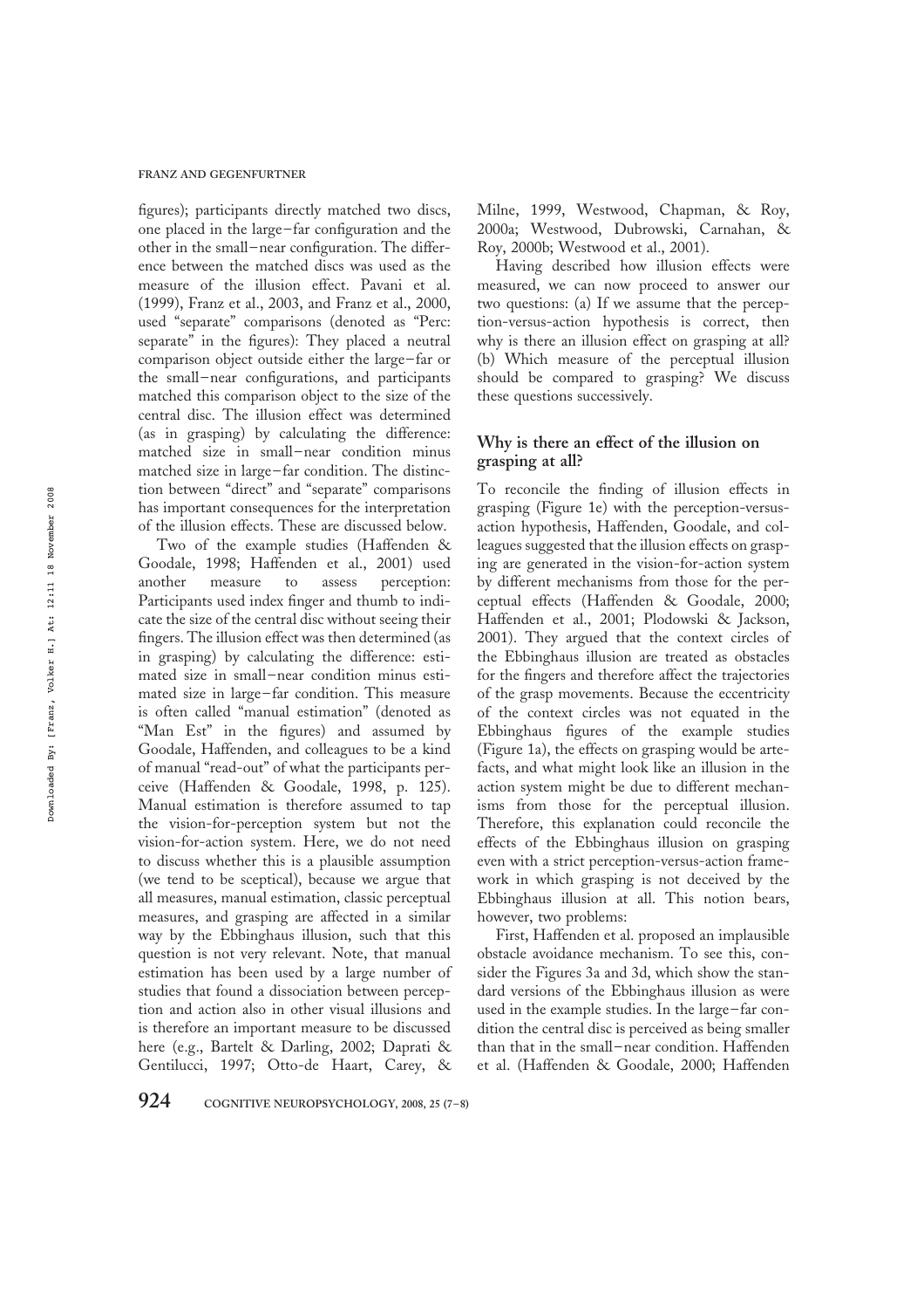figures); participants directly matched two discs, one placed in the large–far configuration and the other in the small–near configuration. The difference between the matched discs was used as the measure of the illusion effect. Pavani et al. (1999), Franz et al., 2003, and Franz et al., 2000, used "separate" comparisons (denoted as "Perc: separate" in the figures): They placed a neutral comparison object outside either the large–far or the small–near configurations, and participants matched this comparison object to the size of the central disc. The illusion effect was determined (as in grasping) by calculating the difference: matched size in small–near condition minus matched size in large–far condition. The distinction between "direct" and "separate" comparisons has important consequences for the interpretation of the illusion effects. These are discussed below.

Two of the example studies (Haffenden & Goodale, 1998; Haffenden et al., 2001) used another measure to assess perception: Participants used index finger and thumb to indicate the size of the central disc without seeing their fingers. The illusion effect was then determined (as in grasping) by calculating the difference: estimated size in small–near condition minus estimated size in large–far condition. This measure is often called "manual estimation" (denoted as "Man Est" in the figures) and assumed by Goodale, Haffenden, and colleagues to be a kind of manual "read-out" of what the participants perceive (Haffenden & Goodale, 1998, p. 125). Manual estimation is therefore assumed to tap the vision-for-perception system but not the vision-for-action system. Here, we do not need to discuss whether this is a plausible assumption (we tend to be sceptical), because we argue that all measures, manual estimation, classic perceptual measures, and grasping are affected in a similar way by the Ebbinghaus illusion, such that this question is not very relevant. Note, that manual estimation has been used by a large number of studies that found a dissociation between perception and action also in other visual illusions and is therefore an important measure to be discussed here (e.g., Bartelt & Darling, 2002; Daprati & Gentilucci, 1997; Otto-de Haart, Carey, & Milne, 1999, Westwood, Chapman, & Roy, 2000a; Westwood, Dubrowski, Carnahan, & Roy, 2000b; Westwood et al., 2001).

Having described how illusion effects were measured, we can now proceed to answer our two questions: (a) If we assume that the perception-versus-action hypothesis is correct, then why is there an illusion effect on grasping at all? (b) Which measure of the perceptual illusion should be compared to grasping? We discuss these questions successively.

## Why is there an effect of the illusion on grasping at all?

To reconcile the finding of illusion effects in grasping (Figure 1e) with the perception-versus-action hypothesis, Haffenden, Goodale, and colleagues suggested that the illusion effects on grasping are generated in the vision-for-action system by different mechanisms from those for the perceptual effects (Haffenden & Goodale, 2000; Haffenden et al., 2001; Plodowski & Jackson, 2001). They argued that the context circles of the Ebbinghaus illusion are treated as obstacles for the fingers and therefore affect the trajectories of the grasp movements. Because the eccentricity of the context circles was not equated in the Ebbinghaus figures of the example studies (Figure 1a), the effects on grasping would be artefacts, and what might look like an illusion in the action system might be due to different mechanisms from those for the perceptual illusion. Therefore, this explanation could reconcile the effects of the Ebbinghaus illusion on grasping even with a strict perception-versus-action framework in which grasping is not deceived by the Ebbinghaus illusion at all. This notion bears, however, two problems:

First, Haffenden et al. proposed an implausible obstacle avoidance mechanism. To see this, consider the Figures 3a and 3d, which show the standard versions of the Ebbinghaus illusion as were used in the example studies. In the large–far condition the central disc is perceived as being smaller than that in the small–near condition. Haffenden et al. (Haffenden & Goodale, 2000; Haffenden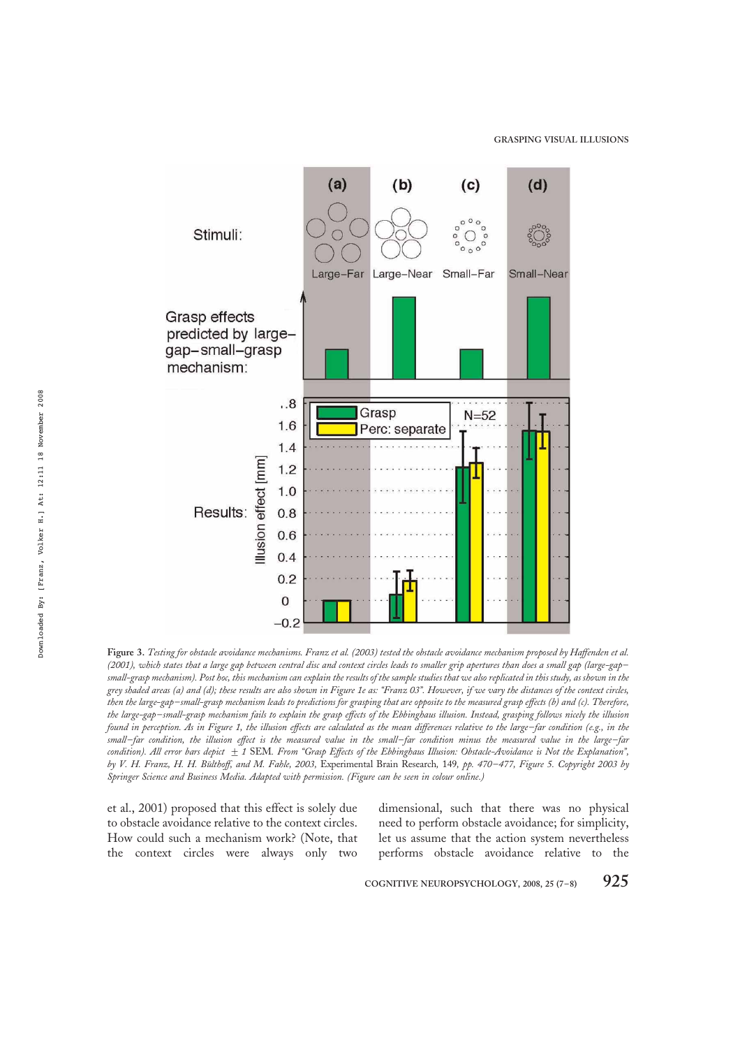**Figure 3.** *Testing for obstacle avoidance mechanisms. Franz et al. (2003) tested the obstacle avoidance mechanism proposed by Haffenden et al. (2001), which states that a large gap between central disc and context circles leads to smaller grip apertures than does a small gap (large–gap–small–grasp mechanism). Post hoc, this mechanism can explain the results of the sample studies that we also replicated in this study, as shown in the grey shaded areas (a) and (d); these results are also shown in Figure 1e as: "Franz 03". However, if we vary the distances of the context circles, then the large–gap–small–grasp mechanism leads to predictions for grasping that are opposite to the measured grasp effects (b) and (c). Therefore, the large–gap–small–grasp mechanism fails to explain the grasp effects of the Ebbinghaus illusion. Instead, grasping follows nicely the illusion found in perception. As in Figure 1, the illusion effects are calculated as the mean differences relative to the large–far condition (e.g., in the small–far condition, the illusion effect is the measured value in the small–far condition minus the measured value in the large–far condition). All error bars depict* ±1 *SEM. From "Grasp Effects of the Ebbinghaus Illusion: Obstacle-Avoidance is Not the Explanation", by V. H. Franz, H. H. Bülthoff, and M. Fahle, 2003,* Experimental Brain Research, *149, pp. 470–477, Figure 5. Copyright 2003 by Springer Science and Business Media. Adapted with permission. (Figure can be seen in colour online.)*

et al., 2001) proposed that this effect is solely due to obstacle avoidance relative to the context circles. How could such a mechanism work? (Note, that the context circles were always only two dimensional, such that there was no physical need to perform obstacle avoidance; for simplicity, let us assume that the action system nevertheless performs obstacle avoidance relative to the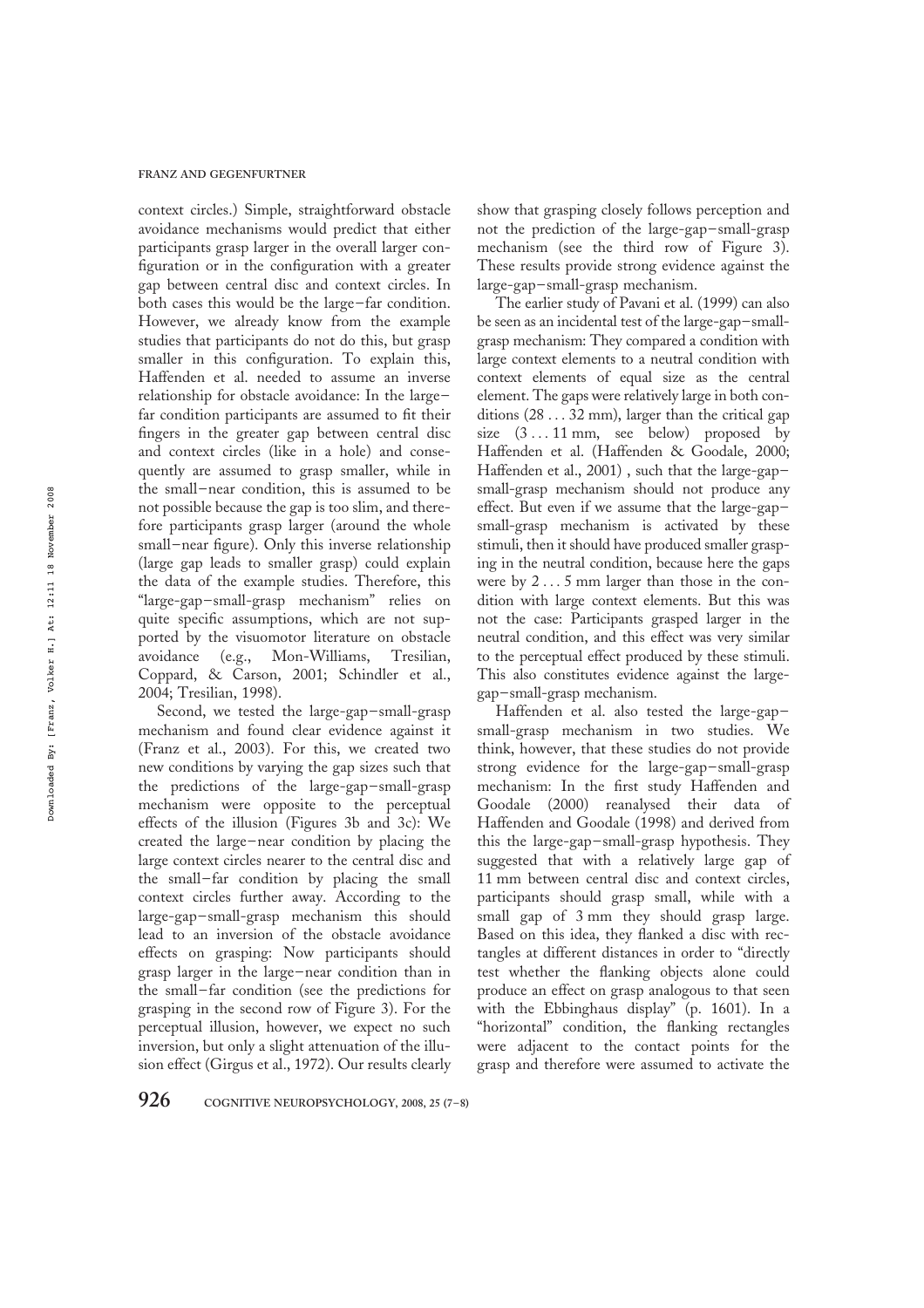context circles.) Simple, straightforward obstacle avoidance mechanisms would predict that either participants grasp larger in the overall larger configuration or in the configuration with a greater gap between central disc and context circles. In both cases this would be the large–far condition. However, we already know from the example studies that participants do not do this, but grasp smaller in this configuration. To explain this, Haffenden et al. needed to assume an inverse relationship for obstacle avoidance: In the large–far condition participants are assumed to fit their fingers in the greater gap between central disc and context circles (like in a hole) and consequently are assumed to grasp smaller, while in the small–near condition, this is assumed to be not possible because the gap is too slim, and therefore participants grasp larger (around the whole small–near figure). Only this inverse relationship (large gap leads to smaller grasp) could explain the data of the example studies. Therefore, this "large-gap–small-grasp mechanism" relies on quite specific assumptions, which are not supported by the visuomotor literature on obstacle avoidance (e.g., Mon-Williams, Tresilian, Coppard, & Carson, 2001; Schindler et al., 2004; Tresilian, 1998).

Second, we tested the large-gap–small-grasp mechanism and found clear evidence against it (Franz et al., 2003). For this, we created two new conditions by varying the gap sizes such that the predictions of the large-gap–small-grasp mechanism were opposite to the perceptual effects of the illusion (Figures 3b and 3c): We created the large–near condition by placing the large context circles nearer to the central disc and the small–far condition by placing the small context circles further away. According to the large-gap–small-grasp mechanism this should lead to an inversion of the obstacle avoidance effects on grasping: Now participants should grasp larger in the large–near condition than in the small–far condition (see the predictions for grasping in the second row of Figure 3). For the perceptual illusion, however, we expect no such inversion, but only a slight attenuation of the illusion effect (Girgus et al., 1972). Our results clearly show that grasping closely follows perception and not the prediction of the large-gap–small-grasp mechanism (see the third row of Figure 3). These results provide strong evidence against the large-gap–small-grasp mechanism.

The earlier study of Pavani et al. (1999) can also be seen as an incidental test of the large-gap–small-grasp mechanism: They compared a condition with large context elements to a neutral condition with context elements of equal size as the central element. The gaps were relatively large in both conditions (28 ... 32 mm), larger than the critical gap size (3 ... 11 mm, see below) proposed by Haffenden et al. (Haffenden & Goodale, 2000; Haffenden et al., 2001) , such that the large-gap–small-grasp mechanism should not produce any effect. But even if we assume that the large-gap–small-grasp mechanism is activated by these stimuli, then it should have produced smaller grasping in the neutral condition, because here the gaps were by 2 ... 5 mm larger than those in the condition with large context elements. But this was not the case: Participants grasped larger in the neutral condition, and this effect was very similar to the perceptual effect produced by these stimuli. This also constitutes evidence against the large-gap–small-grasp mechanism.

Haffenden et al. also tested the large-gap–small-grasp mechanism in two studies. We think, however, that these studies do not provide strong evidence for the large-gap–small-grasp mechanism: In the first study Haffenden and Goodale (2000) reanalysed their data of Haffenden and Goodale (1998) and derived from this the large-gap–small-grasp hypothesis. They suggested that with a relatively large gap of 11 mm between central disc and context circles, participants should grasp small, while with a small gap of 3 mm they should grasp large. Based on this idea, they flanked a disc with rectangles at different distances in order to "directly test whether the flanking objects alone could produce an effect on grasp analogous to that seen with the Ebbinghaus display" (p. 1601). In a "horizontal" condition, the flanking rectangles were adjacent to the contact points for the grasp and therefore were assumed to activate the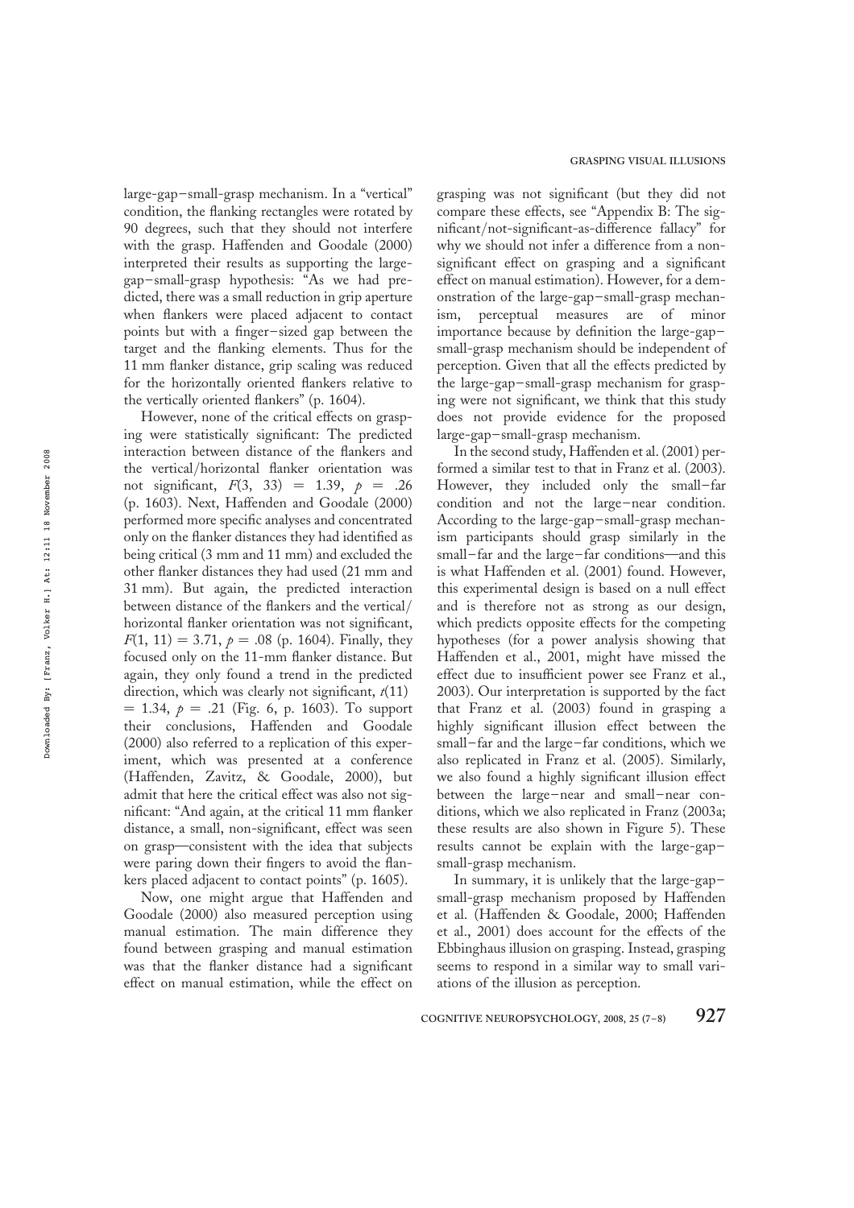large-gap–small-grasp mechanism. In a "vertical" condition, the flanking rectangles were rotated by 90 degrees, such that they should not interfere with the grasp. Haffenden and Goodale (2000) interpreted their results as supporting the large-gap–small-grasp hypothesis: "As we had predicted, there was a small reduction in grip aperture when flankers were placed adjacent to contact points but with a finger–sized gap between the target and the flanking elements. Thus for the 11 mm flanker distance, grip scaling was reduced for the horizontally oriented flankers relative to the vertically oriented flankers" (p. 1604).

However, none of the critical effects on grasping were statistically significant: The predicted interaction between distance of the flankers and the vertical/horizontal flanker orientation was not significant, $F(3,\ 33) = 1.39$, $p = .26$ (p. 1603). Next, Haffenden and Goodale (2000) performed more specific analyses and concentrated only on the flanker distances they had identified as being critical (3 mm and 11 mm) and excluded the other flanker distances they had used (21 mm and 31 mm). But again, the predicted interaction between distance of the flankers and the vertical/horizontal flanker orientation was not significant, $F(1,\ 11) = 3.71$, $p = .08$ (p. 1604). Finally, they focused only on the 11-mm flanker distance. But again, they only found a trend in the predicted direction, which was clearly not significant, $t(11) = 1.34$, $p = .21$ (Fig. 6, p. 1603). To support their conclusions, Haffenden and Goodale (2000) also referred to a replication of this experiment, which was presented at a conference (Haffenden, Zavitz, & Goodale, 2000), but admit that here the critical effect was also not significant: "And again, at the critical 11 mm flanker distance, a small, non-significant, effect was seen on grasp—consistent with the idea that subjects were paring down their fingers to avoid the flankers placed adjacent to contact points" (p. 1605).

Now, one might argue that Haffenden and Goodale (2000) also measured perception using manual estimation. The main difference they found between grasping and manual estimation was that the flanker distance had a significant effect on manual estimation, while the effect on grasping was not significant (but they did not compare these effects, see "Appendix B: The significant/not-significant-as-difference fallacy" for why we should not infer a difference from a nonsignificant effect on grasping and a significant effect on manual estimation). However, for a demonstration of the large-gap–small-grasp mechanism, perceptual measures are of minor importance because by definition the large-gap–small-grasp mechanism should be independent of perception. Given that all the effects predicted by the large-gap–small-grasp mechanism for grasping were not significant, we think that this study does not provide evidence for the proposed large-gap–small-grasp mechanism.

In the second study, Haffenden et al. (2001) performed a similar test to that in Franz et al. (2003). However, they included only the small–far condition and not the large–near condition. According to the large-gap–small-grasp mechanism participants should grasp similarly in the small–far and the large–far conditions—and this is what Haffenden et al. (2001) found. However, this experimental design is based on a null effect and is therefore not as strong as our design, which predicts opposite effects for the competing hypotheses (for a power analysis showing that Haffenden et al., 2001, might have missed the effect due to insufficient power see Franz et al., 2003). Our interpretation is supported by the fact that Franz et al. (2003) found in grasping a highly significant illusion effect between the small–far and the large–far conditions, which we also replicated in Franz et al. (2005). Similarly, we also found a highly significant illusion effect between the large–near and small–near conditions, which we also replicated in Franz (2003a; these results are also shown in Figure 5). These results cannot be explain with the large-gap–small-grasp mechanism.

In summary, it is unlikely that the large-gap–small-grasp mechanism proposed by Haffenden et al. (Haffenden & Goodale, 2000; Haffenden et al., 2001) does account for the effects of the Ebbinghaus illusion on grasping. Instead, grasping seems to respond in a similar way to small variations of the illusion as perception.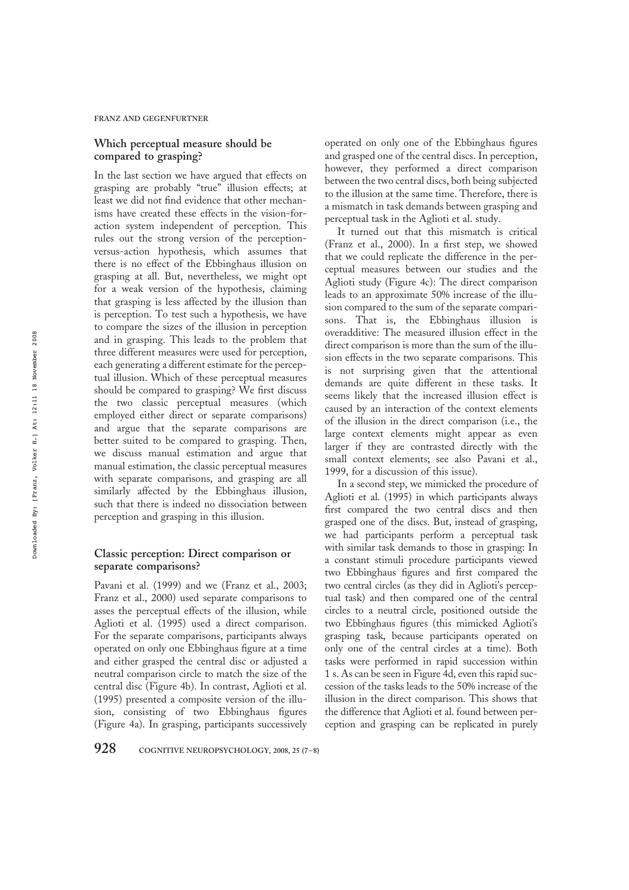## Which perceptual measure should be compared to grasping?

In the last section we have argued that effects on grasping are probably "true" illusion effects; at least we did not find evidence that other mechanisms have created these effects in the vision-for-action system independent of perception. This rules out the strong version of the perception-versus-action hypothesis, which assumes that there is no effect of the Ebbinghaus illusion on grasping at all. But, nevertheless, we might opt for a weak version of the hypothesis, claiming that grasping is less affected by the illusion than is perception. To test such a hypothesis, we have to compare the sizes of the illusion in perception and in grasping. This leads to the problem that three different measures were used for perception, each generating a different estimate for the perceptual illusion. Which of these perceptual measures should be compared to grasping? We first discuss the two classic perceptual measures (which employed either direct or separate comparisons) and argue that the separate comparisons are better suited to be compared to grasping. Then, we discuss manual estimation and argue that manual estimation, the classic perceptual measures with separate comparisons, and grasping are all similarly affected by the Ebbinghaus illusion, such that there is indeed no dissociation between perception and grasping in this illusion.

### Classic perception: Direct comparison or separate comparisons?

Pavani et al. (1999) and we (Franz et al., 2003; Franz et al., 2000) used separate comparisons to asses the perceptual effects of the illusion, while Aglioti et al. (1995) used a direct comparison. For the separate comparisons, participants always operated on only one Ebbinghaus figure at a time and either grasped the central disc or adjusted a neutral comparison circle to match the size of the central disc (Figure 4b). In contrast, Aglioti et al. (1995) presented a composite version of the illusion, consisting of two Ebbinghaus figures (Figure 4a). In grasping, participants successively operated on only one of the Ebbinghaus figures and grasped one of the central discs. In perception, however, they performed a direct comparison between the two central discs, both being subjected to the illusion at the same time. Therefore, there is a mismatch in task demands between grasping and perceptual task in the Aglioti et al. study.

It turned out that this mismatch is critical (Franz et al., 2000). In a first step, we showed that we could replicate the difference in the perceptual measures between our studies and the Aglioti study (Figure 4c): The direct comparison leads to an approximate 50% increase of the illusion compared to the sum of the separate comparisons. That is, the Ebbinghaus illusion is overadditive: The measured illusion effect in the direct comparison is more than the sum of the illusion effects in the two separate comparisons. This is not surprising given that the attentional demands are quite different in these tasks. It seems likely that the increased illusion effect is caused by an interaction of the context elements of the illusion in the direct comparison (i.e., the large context elements might appear as even larger if they are contrasted directly with the small context elements; see also Pavani et al., 1999, for a discussion of this issue).

In a second step, we mimicked the procedure of Aglioti et al. (1995) in which participants always first compared the two central discs and then grasped one of the discs. But, instead of grasping, we had participants perform a perceptual task with similar task demands to those in grasping: In a constant stimuli procedure participants viewed two Ebbinghaus figures and first compared the two central circles (as they did in Aglioti's perceptual task) and then compared one of the central circles to a neutral circle, positioned outside the two Ebbinghaus figures (this mimicked Aglioti's grasping task, because participants operated on only one of the central circles at a time). Both tasks were performed in rapid succession within 1 s. As can be seen in Figure 4d, even this rapid succession of the tasks leads to the 50% increase of the illusion in the direct comparison. This shows that the difference that Aglioti et al. found between perception and grasping can be replicated in purely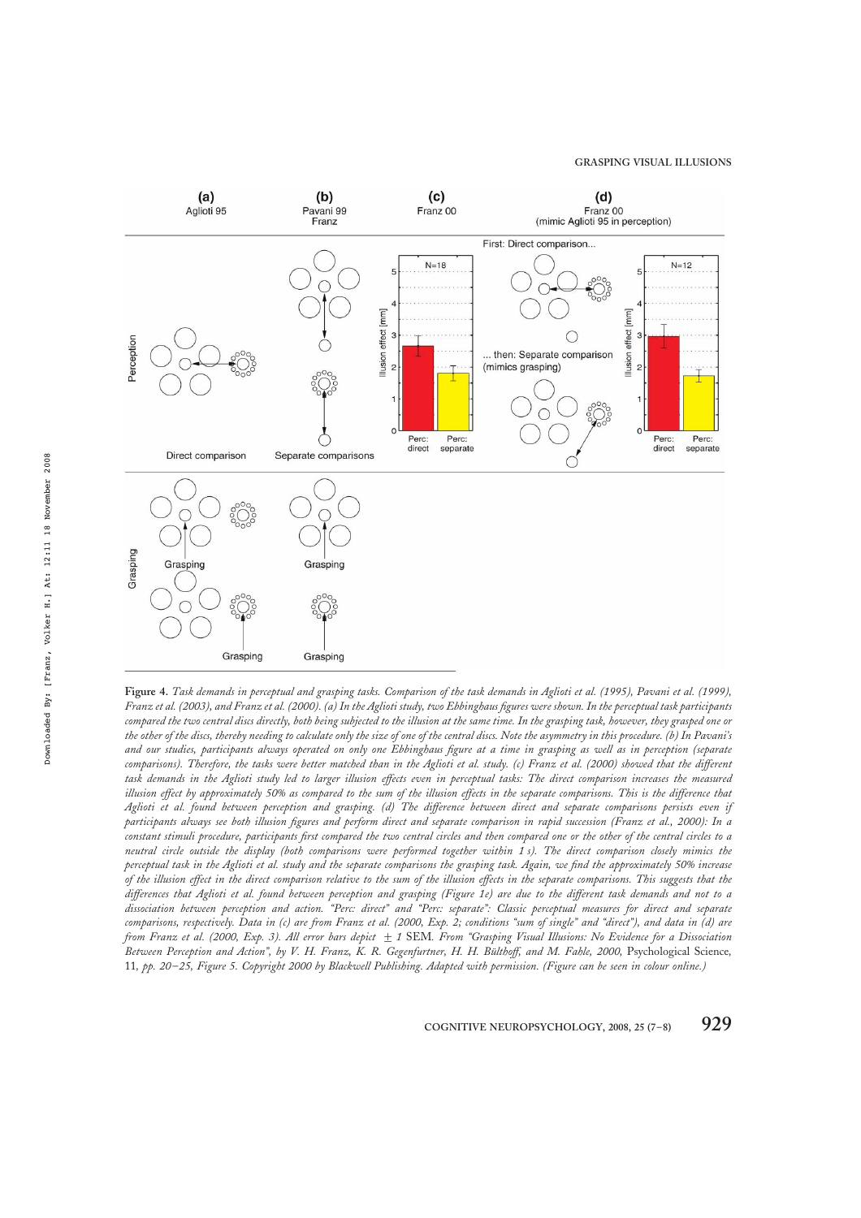**Figure 4.** *Task demands in perceptual and grasping tasks. Comparison of the task demands in Aglioti et al. (1995), Pavani et al. (1999), Franz et al. (2003), and Franz et al. (2000). (a) In the Aglioti study, two Ebbinghaus figures were shown. In the perceptual task participants compared the two central discs directly, both being subjected to the illusion at the same time. In the grasping task, however, they grasped one or the other of the discs, thereby needing to calculate only the size of one of the central discs. Note the asymmetry in this procedure. (b) In Pavani's and our studies, participants always operated on only one Ebbinghaus figure at a time in grasping as well as in perception (separate comparisons). Therefore, the tasks were better matched than in the Aglioti et al. study. (c) Franz et al. (2000) showed that the different task demands in the Aglioti study led to larger illusion effects even in perceptual tasks: The direct comparison increases the measured illusion effect by approximately 50% as compared to the sum of the illusion effects in the separate comparisons. This is the difference that Aglioti et al. found between perception and grasping. (d) The difference between direct and separate comparisons persists even if participants always see both illusion figures and perform direct and separate comparison in rapid succession (Franz et al., 2000): In a constant stimuli procedure, participants first compared the two central circles and then compared one or the other of the central circles to a neutral circle outside the display (both comparisons were performed together within 1 s). The direct comparison closely mimics the perceptual task in the Aglioti et al. study and the separate comparisons the grasping task. Again, we find the approximately 50% increase of the illusion effect in the direct comparison relative to the sum of the illusion effects in the separate comparisons. This suggests that the differences that Aglioti et al. found between perception and grasping (Figure 1e) are due to the different task demands and not to a dissociation between perception and action. "Perc: direct" and "Perc: separate": Classic perceptual measures for direct and separate comparisons, respectively. Data in (c) are from Franz et al. (2000, Exp. 2; conditions "sum of single" and "direct"), and data in (d) are from Franz et al. (2000, Exp. 3). All error bars depict* $\pm$ *1* SEM. *From "Grasping Visual Illusions: No Evidence for a Dissociation Between Perception and Action", by V. H. Franz, K. R. Gegenfurtner, H. H. Bülthoff, and M. Fahle, 2000,* Psychological Science, 11, *pp. 20–25, Figure 5. Copyright 2000 by Blackwell Publishing. Adapted with permission. (Figure can be seen in colour online.)*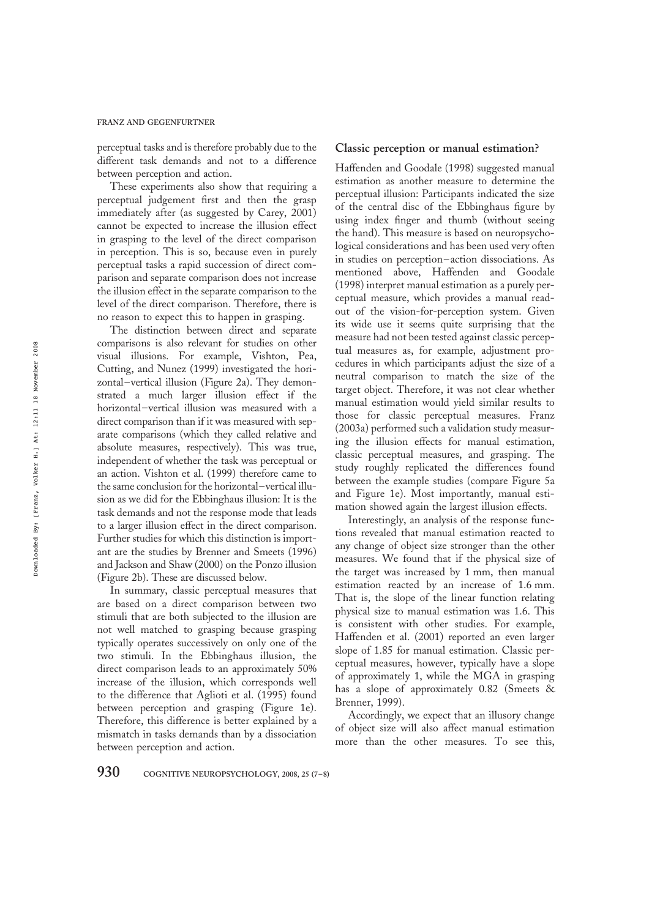perceptual tasks and is therefore probably due to the different task demands and not to a difference between perception and action.

These experiments also show that requiring a perceptual judgement first and then the grasp immediately after (as suggested by Carey, 2001) cannot be expected to increase the illusion effect in grasping to the level of the direct comparison in perception. This is so, because even in purely perceptual tasks a rapid succession of direct comparison and separate comparison does not increase the illusion effect in the separate comparison to the level of the direct comparison. Therefore, there is no reason to expect this to happen in grasping.

The distinction between direct and separate comparisons is also relevant for studies on other visual illusions. For example, Vishton, Pea, Cutting, and Nunez (1999) investigated the horizontal–vertical illusion (Figure 2a). They demonstrated a much larger illusion effect if the horizontal–vertical illusion was measured with a direct comparison than if it was measured with separate comparisons (which they called relative and absolute measures, respectively). This was true, independent of whether the task was perceptual or an action. Vishton et al. (1999) therefore came to the same conclusion for the horizontal–vertical illusion as we did for the Ebbinghaus illusion: It is the task demands and not the response mode that leads to a larger illusion effect in the direct comparison. Further studies for which this distinction is important are the studies by Brenner and Smeets (1996) and Jackson and Shaw (2000) on the Ponzo illusion (Figure 2b). These are discussed below.

In summary, classic perceptual measures that are based on a direct comparison between two stimuli that are both subjected to the illusion are not well matched to grasping because grasping typically operates successively on only one of the two stimuli. In the Ebbinghaus illusion, the direct comparison leads to an approximately 50% increase of the illusion, which corresponds well to the difference that Aglioti et al. (1995) found between perception and grasping (Figure 1e). Therefore, this difference is better explained by a mismatch in tasks demands than by a dissociation between perception and action.

## Classic perception or manual estimation?

Haffenden and Goodale (1998) suggested manual estimation as another measure to determine the perceptual illusion: Participants indicated the size of the central disc of the Ebbinghaus figure by using index finger and thumb (without seeing the hand). This measure is based on neuropsychological considerations and has been used very often in studies on perception–action dissociations. As mentioned above, Haffenden and Goodale (1998) interpret manual estimation as a purely perceptual measure, which provides a manual readout of the vision-for-perception system. Given its wide use it seems quite surprising that the measure had not been tested against classic perceptual measures as, for example, adjustment procedures in which participants adjust the size of a neutral comparison to match the size of the target object. Therefore, it was not clear whether manual estimation would yield similar results to those for classic perceptual measures. Franz (2003a) performed such a validation study measuring the illusion effects for manual estimation, classic perceptual measures, and grasping. The study roughly replicated the differences found between the example studies (compare Figure 5a and Figure 1e). Most importantly, manual estimation showed again the largest illusion effects.

Interestingly, an analysis of the response functions revealed that manual estimation reacted to any change of object size stronger than the other measures. We found that if the physical size of the target was increased by 1 mm, then manual estimation reacted by an increase of 1.6 mm. That is, the slope of the linear function relating physical size to manual estimation was 1.6. This is consistent with other studies. For example, Haffenden et al. (2001) reported an even larger slope of 1.85 for manual estimation. Classic perceptual measures, however, typically have a slope of approximately 1, while the MGA in grasping has a slope of approximately 0.82 (Smeets & Brenner, 1999).

Accordingly, we expect that an illusory change of object size will also affect manual estimation more than the other measures. To see this,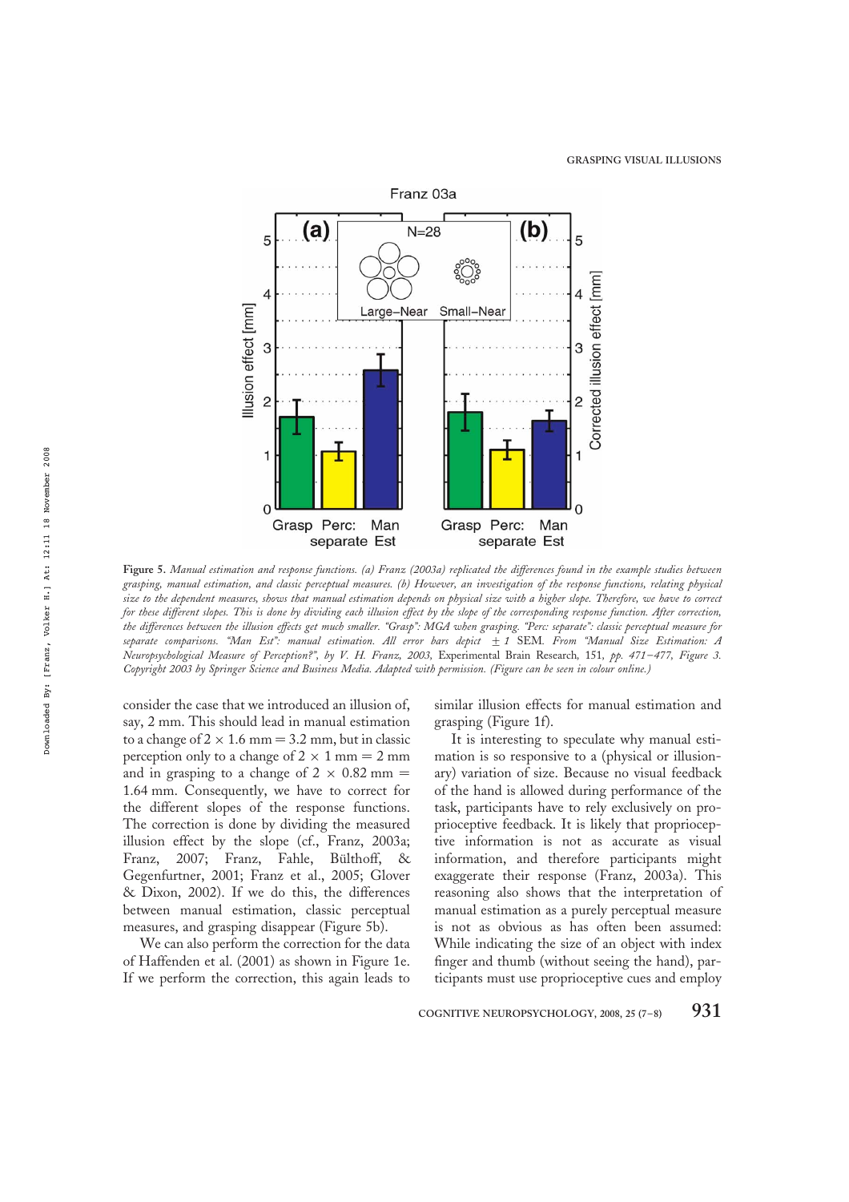**Figure 5.** *Manual estimation and response functions. (a) Franz (2003a) replicated the differences found in the example studies between grasping, manual estimation, and classic perceptual measures. (b) However, an investigation of the response functions, relating physical size to the dependent measures, shows that manual estimation depends on physical size with a higher slope. Therefore, we have to correct for these different slopes. This is done by dividing each illusion effect by the slope of the corresponding response function. After correction, the differences between the illusion effects get much smaller. "Grasp": MGA when grasping. "Perc: separate": classic perceptual measure for separate comparisons. "Man Est": manual estimation. All error bars depict* $\pm 1$ *SEM. From "Manual Size Estimation: A Neuropsychological Measure of Perception?", by V. H. Franz, 2003,* Experimental Brain Research*, 151, pp. 471–477, Figure 3. Copyright 2003 by Springer Science and Business Media. Adapted with permission. (Figure can be seen in colour online.)*

consider the case that we introduced an illusion of, say, 2 mm. This should lead in manual estimation to a change of $2 \times 1.6$ mm $= 3.2$ mm, but in classic perception only to a change of $2 \times 1$ mm $= 2$ mm and in grasping to a change of $2 \times 0.82$ mm $=$ 1.64 mm. Consequently, we have to correct for the different slopes of the response functions. The correction is done by dividing the measured illusion effect by the slope (cf., Franz, 2003a; Franz, 2007; Franz, Fahle, Bülthoff, & Gegenfurtner, 2001; Franz et al., 2005; Glover & Dixon, 2002). If we do this, the differences between manual estimation, classic perceptual measures, and grasping disappear (Figure 5b).

We can also perform the correction for the data of Haffenden et al. (2001) as shown in Figure 1e. If we perform the correction, this again leads to similar illusion effects for manual estimation and grasping (Figure 1f).

It is interesting to speculate why manual estimation is so responsive to a (physical or illusionary) variation of size. Because no visual feedback of the hand is allowed during performance of the task, participants have to rely exclusively on proprioceptive feedback. It is likely that proprioceptive information is not as accurate as visual information, and therefore participants might exaggerate their response (Franz, 2003a). This reasoning also shows that the interpretation of manual estimation as a purely perceptual measure is not as obvious as has often been assumed: While indicating the size of an object with index finger and thumb (without seeing the hand), participants must use proprioceptive cues and employ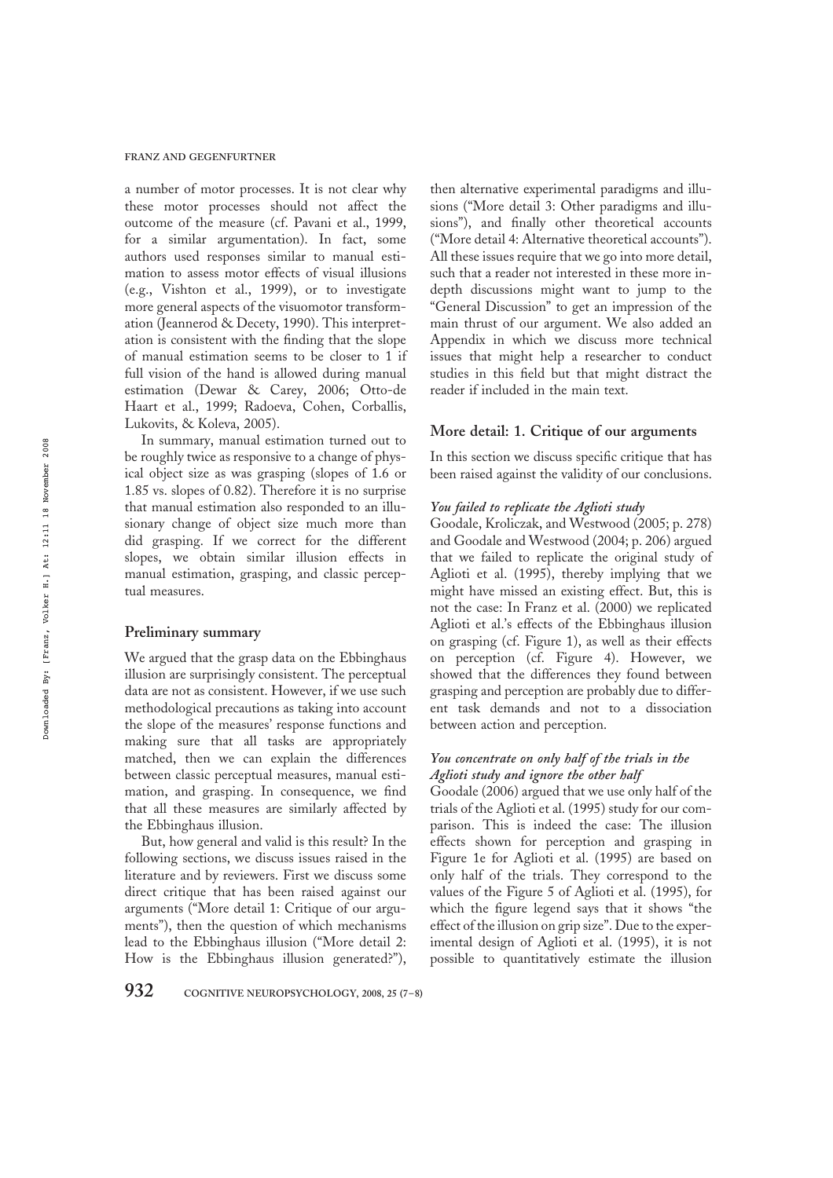a number of motor processes. It is not clear why these motor processes should not affect the outcome of the measure (cf. Pavani et al., 1999, for a similar argumentation). In fact, some authors used responses similar to manual estimation to assess motor effects of visual illusions (e.g., Vishton et al., 1999), or to investigate more general aspects of the visuomotor transformation (Jeannerod & Decety, 1990). This interpretation is consistent with the finding that the slope of manual estimation seems to be closer to 1 if full vision of the hand is allowed during manual estimation (Dewar & Carey, 2006; Otto-de Haart et al., 1999; Radoeva, Cohen, Corballis, Lukovits, & Koleva, 2005).

In summary, manual estimation turned out to be roughly twice as responsive to a change of physical object size as was grasping (slopes of 1.6 or 1.85 vs. slopes of 0.82). Therefore it is no surprise that manual estimation also responded to an illusionary change of object size much more than did grasping. If we correct for the different slopes, we obtain similar illusion effects in manual estimation, grasping, and classic perceptual measures.

## Preliminary summary

We argued that the grasp data on the Ebbinghaus illusion are surprisingly consistent. The perceptual data are not as consistent. However, if we use such methodological precautions as taking into account the slope of the measures' response functions and making sure that all tasks are appropriately matched, then we can explain the differences between classic perceptual measures, manual estimation, and grasping. In consequence, we find that all these measures are similarly affected by the Ebbinghaus illusion.

But, how general and valid is this result? In the following sections, we discuss issues raised in the literature and by reviewers. First we discuss some direct critique that has been raised against our arguments ("More detail 1: Critique of our arguments"), then the question of which mechanisms lead to the Ebbinghaus illusion ("More detail 2: How is the Ebbinghaus illusion generated?"), then alternative experimental paradigms and illusions ("More detail 3: Other paradigms and illusions"), and finally other theoretical accounts ("More detail 4: Alternative theoretical accounts"). All these issues require that we go into more detail, such that a reader not interested in these more in-depth discussions might want to jump to the "General Discussion" to get an impression of the main thrust of our argument. We also added an Appendix in which we discuss more technical issues that might help a researcher to conduct studies in this field but that might distract the reader if included in the main text.

## More detail: 1. Critique of our arguments

In this section we discuss specific critique that has been raised against the validity of our conclusions.

### *You failed to replicate the Aglioti study*

Goodale, Kroliczak, and Westwood (2005; p. 278) and Goodale and Westwood (2004; p. 206) argued that we failed to replicate the original study of Aglioti et al. (1995), thereby implying that we might have missed an existing effect. But, this is not the case: In Franz et al. (2000) we replicated Aglioti et al.'s effects of the Ebbinghaus illusion on grasping (cf. Figure 1), as well as their effects on perception (cf. Figure 4). However, we showed that the differences they found between grasping and perception are probably due to different task demands and not to a dissociation between action and perception.

### *You concentrate on only half of the trials in the Aglioti study and ignore the other half*

Goodale (2006) argued that we use only half of the trials of the Aglioti et al. (1995) study for our comparison. This is indeed the case: The illusion effects shown for perception and grasping in Figure 1e for Aglioti et al. (1995) are based on only half of the trials. They correspond to the values of the Figure 5 of Aglioti et al. (1995), for which the figure legend says that it shows "the effect of the illusion on grip size". Due to the experimental design of Aglioti et al. (1995), it is not possible to quantitatively estimate the illusion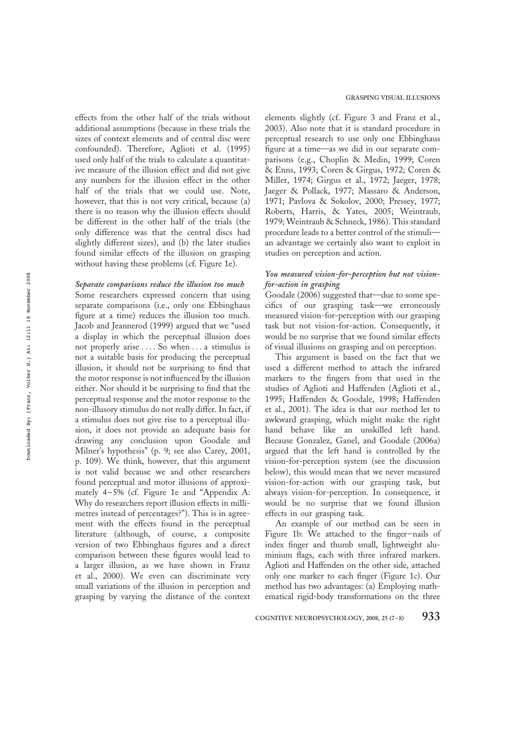effects from the other half of the trials without additional assumptions (because in these trials the sizes of context elements and of central disc were confounded). Therefore, Aglioti et al. (1995) used only half of the trials to calculate a quantitative measure of the illusion effect and did not give any numbers for the illusion effect in the other half of the trials that we could use. Note, however, that this is not very critical, because (a) there is no reason why the illusion effects should be different in the other half of the trials (the only difference was that the central discs had slightly different sizes), and (b) the later studies found similar effects of the illusion on grasping without having these problems (cf. Figure 1e).

### *Separate comparisons reduce the illusion too much*

Some researchers expressed concern that using separate comparisons (i.e., only one Ebbinghaus figure at a time) reduces the illusion too much. Jacob and Jeannerod (1999) argued that we "used a display in which the perceptual illusion does not properly arise .... So when ... a stimulus is not a suitable basis for producing the perceptual illusion, it should not be surprising to find that the motor response is not influenced by the illusion either. Nor should it be surprising to find that the perceptual response and the motor response to the non-illusory stimulus do not really differ. In fact, if a stimulus does not give rise to a perceptual illusion, it does not provide an adequate basis for drawing any conclusion upon Goodale and Milner's hypothesis" (p. 9; see also Carey, 2001, p. 109). We think, however, that this argument is not valid because we and other researchers found perceptual and motor illusions of approximately 4–5% (cf. Figure 1e and "Appendix A: Why do researchers report illusion effects in millimetres instead of percentages?"). This is in agreement with the effects found in the perceptual literature (although, of course, a composite version of two Ebbinghaus figures and a direct comparison between these figures would lead to a larger illusion, as we have shown in Franz et al., 2000). We even can discriminate very small variations of the illusion in perception and grasping by varying the distance of the context elements slightly (cf. Figure 3 and Franz et al., 2003). Also note that it is standard procedure in perceptual research to use only one Ebbinghaus figure at a time—as we did in our separate comparisons (e.g., Choplin & Medin, 1999; Coren & Enns, 1993; Coren & Girgus, 1972; Coren & Miller, 1974; Girgus et al., 1972; Jaeger, 1978; Jaeger & Pollack, 1977; Massaro & Anderson, 1971; Pavlova & Sokolov, 2000; Pressey, 1977; Roberts, Harris, & Yates, 2005; Weintraub, 1979; Weintraub & Schneck, 1986). This standard procedure leads to a better control of the stimuli—an advantage we certainly also want to exploit in studies on perception and action.

### *You measured vision-for-perception but not vision-for-action in grasping*

Goodale (2006) suggested that—due to some specifics of our grasping task—we erroneously measured vision-for-perception with our grasping task but not vision-for-action. Consequently, it would be no surprise that we found similar effects of visual illusions on grasping and on perception.

This argument is based on the fact that we used a different method to attach the infrared markers to the fingers from that used in the studies of Aglioti and Haffenden (Aglioti et al., 1995; Haffenden & Goodale, 1998; Haffenden et al., 2001). The idea is that our method let to awkward grasping, which might make the right hand behave like an unskilled left hand. Because Gonzalez, Ganel, and Goodale (2006a) argued that the left hand is controlled by the vision-for-perception system (see the discussion below), this would mean that we never measured vision-for-action with our grasping task, but always vision-for-perception. In consequence, it would be no surprise that we found illusion effects in our grasping task.

An example of our method can be seen in Figure 1b: We attached to the finger–nails of index finger and thumb small, lightweight aluminium flags, each with three infrared markers. Aglioti and Haffenden on the other side, attached only one marker to each finger (Figure 1c). Our method has two advantages: (a) Employing mathematical rigid-body transformations on the three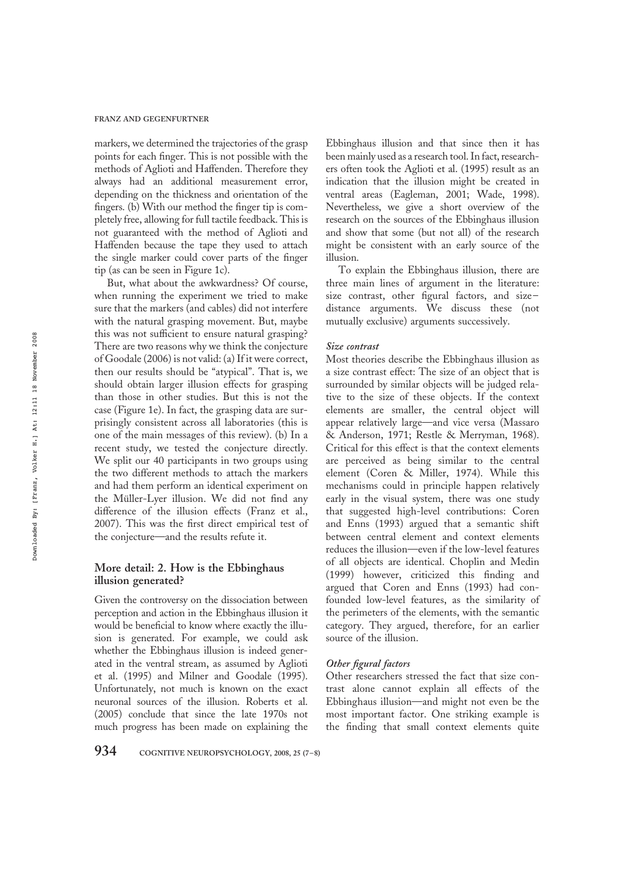markers, we determined the trajectories of the grasp points for each finger. This is not possible with the methods of Aglioti and Haffenden. Therefore they always had an additional measurement error, depending on the thickness and orientation of the fingers. (b) With our method the finger tip is completely free, allowing for full tactile feedback. This is not guaranteed with the method of Aglioti and Haffenden because the tape they used to attach the single marker could cover parts of the finger tip (as can be seen in Figure 1c).

But, what about the awkwardness? Of course, when running the experiment we tried to make sure that the markers (and cables) did not interfere with the natural grasping movement. But, maybe this was not sufficient to ensure natural grasping? There are two reasons why we think the conjecture of Goodale (2006) is not valid: (a) If it were correct, then our results should be "atypical". That is, we should obtain larger illusion effects for grasping than those in other studies. But this is not the case (Figure 1e). In fact, the grasping data are surprisingly consistent across all laboratories (this is one of the main messages of this review). (b) In a recent study, we tested the conjecture directly. We split our 40 participants in two groups using the two different methods to attach the markers and had them perform an identical experiment on the Müller-Lyer illusion. We did not find any difference of the illusion effects (Franz et al., 2007). This was the first direct empirical test of the conjecture—and the results refute it.

## More detail: 2. How is the Ebbinghaus illusion generated?

Given the controversy on the dissociation between perception and action in the Ebbinghaus illusion it would be beneficial to know where exactly the illusion is generated. For example, we could ask whether the Ebbinghaus illusion is indeed generated in the ventral stream, as assumed by Aglioti et al. (1995) and Milner and Goodale (1995). Unfortunately, not much is known on the exact neuronal sources of the illusion. Roberts et al. (2005) conclude that since the late 1970s not much progress has been made on explaining the Ebbinghaus illusion and that since then it has been mainly used as a research tool. In fact, researchers often took the Aglioti et al. (1995) result as an indication that the illusion might be created in ventral areas (Eagleman, 2001; Wade, 1998). Nevertheless, we give a short overview of the research on the sources of the Ebbinghaus illusion and show that some (but not all) of the research might be consistent with an early source of the illusion.

To explain the Ebbinghaus illusion, there are three main lines of argument in the literature: size contrast, other figural factors, and size–distance arguments. We discuss these (not mutually exclusive) arguments successively.

### *Size contrast*

Most theories describe the Ebbinghaus illusion as a size contrast effect: The size of an object that is surrounded by similar objects will be judged relative to the size of these objects. If the context elements are smaller, the central object will appear relatively large—and vice versa (Massaro & Anderson, 1971; Restle & Merryman, 1968). Critical for this effect is that the context elements are perceived as being similar to the central element (Coren & Miller, 1974). While this mechanisms could in principle happen relatively early in the visual system, there was one study that suggested high-level contributions: Coren and Enns (1993) argued that a semantic shift between central element and context elements reduces the illusion—even if the low-level features of all objects are identical. Choplin and Medin (1999) however, criticized this finding and argued that Coren and Enns (1993) had confounded low-level features, as the similarity of the perimeters of the elements, with the semantic category. They argued, therefore, for an earlier source of the illusion.

### *Other figural factors*

Other researchers stressed the fact that size contrast alone cannot explain all effects of the Ebbinghaus illusion—and might not even be the most important factor. One striking example is the finding that small context elements quite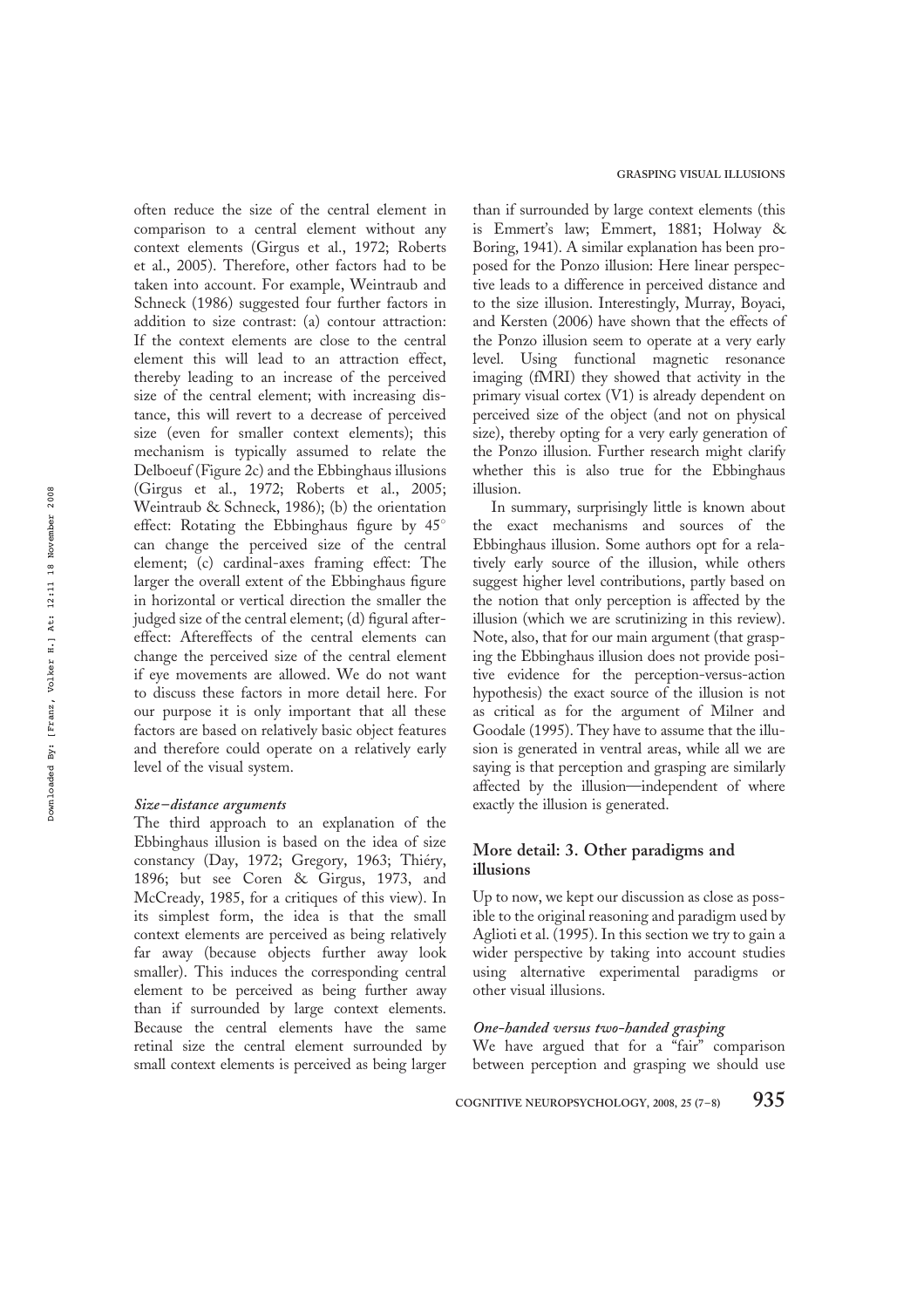often reduce the size of the central element in comparison to a central element without any context elements (Girgus et al., 1972; Roberts et al., 2005). Therefore, other factors had to be taken into account. For example, Weintraub and Schneck (1986) suggested four further factors in addition to size contrast: (a) contour attraction: If the context elements are close to the central element this will lead to an attraction effect, thereby leading to an increase of the perceived size of the central element; with increasing distance, this will revert to a decrease of perceived size (even for smaller context elements); this mechanism is typically assumed to relate the Delboeuf (Figure 2c) and the Ebbinghaus illusions (Girgus et al., 1972; Roberts et al., 2005; Weintraub & Schneck, 1986); (b) the orientation effect: Rotating the Ebbinghaus figure by 45° can change the perceived size of the central element; (c) cardinal-axes framing effect: The larger the overall extent of the Ebbinghaus figure in horizontal or vertical direction the smaller the judged size of the central element; (d) figural aftereffect: Aftereffects of the central elements can change the perceived size of the central element if eye movements are allowed. We do not want to discuss these factors in more detail here. For our purpose it is only important that all these factors are based on relatively basic object features and therefore could operate on a relatively early level of the visual system.

#### *Size–distance arguments*

The third approach to an explanation of the Ebbinghaus illusion is based on the idea of size constancy (Day, 1972; Gregory, 1963; Thiéry, 1896; but see Coren & Girgus, 1973, and McCready, 1985, for a critiques of this view). In its simplest form, the idea is that the small context elements are perceived as being relatively far away (because objects further away look smaller). This induces the corresponding central element to be perceived as being further away than if surrounded by large context elements. Because the central elements have the same retinal size the central element surrounded by small context elements is perceived as being larger than if surrounded by large context elements (this is Emmert's law; Emmert, 1881; Holway & Boring, 1941). A similar explanation has been proposed for the Ponzo illusion: Here linear perspective leads to a difference in perceived distance and to the size illusion. Interestingly, Murray, Boyaci, and Kersten (2006) have shown that the effects of the Ponzo illusion seem to operate at a very early level. Using functional magnetic resonance imaging (fMRI) they showed that activity in the primary visual cortex (V1) is already dependent on perceived size of the object (and not on physical size), thereby opting for a very early generation of the Ponzo illusion. Further research might clarify whether this is also true for the Ebbinghaus illusion.

In summary, surprisingly little is known about the exact mechanisms and sources of the Ebbinghaus illusion. Some authors opt for a relatively early source of the illusion, while others suggest higher level contributions, partly based on the notion that only perception is affected by the illusion (which we are scrutinizing in this review). Note, also, that for our main argument (that grasping the Ebbinghaus illusion does not provide positive evidence for the perception-versus-action hypothesis) the exact source of the illusion is not as critical as for the argument of Milner and Goodale (1995). They have to assume that the illusion is generated in ventral areas, while all we are saying is that perception and grasping are similarly affected by the illusion—independent of where exactly the illusion is generated.

## More detail: 3. Other paradigms and illusions

Up to now, we kept our discussion as close as possible to the original reasoning and paradigm used by Aglioti et al. (1995). In this section we try to gain a wider perspective by taking into account studies using alternative experimental paradigms or other visual illusions.

#### *One-handed versus two-handed grasping*

We have argued that for a "fair" comparison between perception and grasping we should use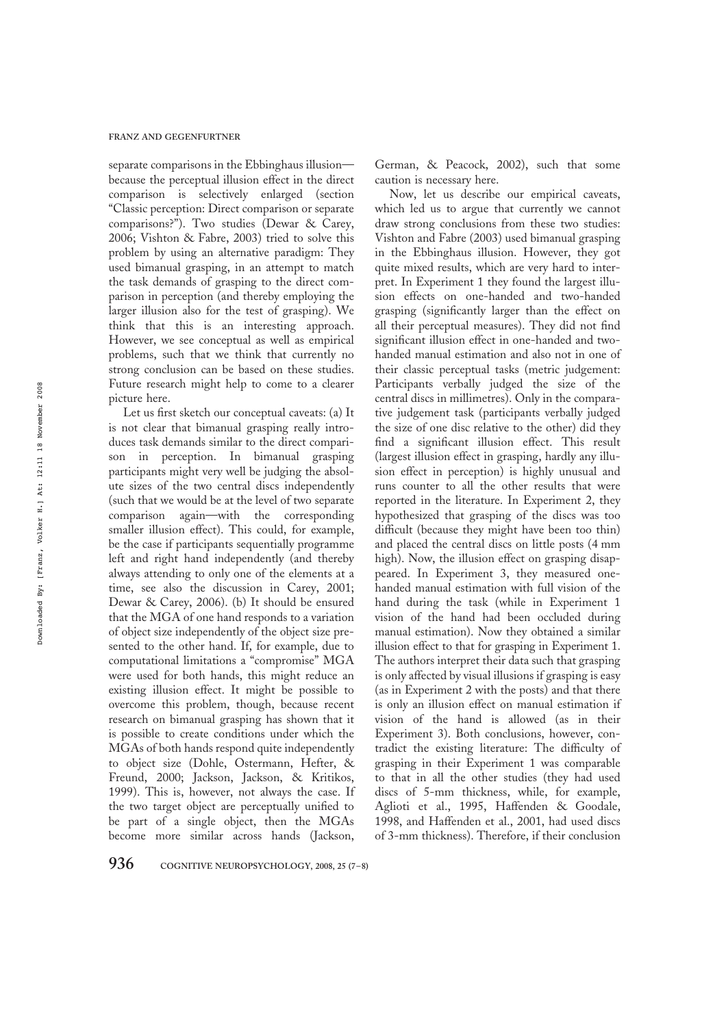separate comparisons in the Ebbinghaus illusion—because the perceptual illusion effect in the direct comparison is selectively enlarged (section "Classic perception: Direct comparison or separate comparisons?"). Two studies (Dewar & Carey, 2006; Vishton & Fabre, 2003) tried to solve this problem by using an alternative paradigm: They used bimanual grasping, in an attempt to match the task demands of grasping to the direct comparison in perception (and thereby employing the larger illusion also for the test of grasping). We think that this is an interesting approach. However, we see conceptual as well as empirical problems, such that we think that currently no strong conclusion can be based on these studies. Future research might help to come to a clearer picture here.

Let us first sketch our conceptual caveats: (a) It is not clear that bimanual grasping really introduces task demands similar to the direct comparison in perception. In bimanual grasping participants might very well be judging the absolute sizes of the two central discs independently (such that we would be at the level of two separate comparison again—with the corresponding smaller illusion effect). This could, for example, be the case if participants sequentially programme left and right hand independently (and thereby always attending to only one of the elements at a time, see also the discussion in Carey, 2001; Dewar & Carey, 2006). (b) It should be ensured that the MGA of one hand responds to a variation of object size independently of the object size presented to the other hand. If, for example, due to computational limitations a "compromise" MGA were used for both hands, this might reduce an existing illusion effect. It might be possible to overcome this problem, though, because recent research on bimanual grasping has shown that it is possible to create conditions under which the MGAs of both hands respond quite independently to object size (Dohle, Ostermann, Hefter, & Freund, 2000; Jackson, Jackson, & Kritikos, 1999). This is, however, not always the case. If the two target object are perceptually unified to be part of a single object, then the MGAs become more similar across hands (Jackson, German, & Peacock, 2002), such that some caution is necessary here.

Now, let us describe our empirical caveats, which led us to argue that currently we cannot draw strong conclusions from these two studies: Vishton and Fabre (2003) used bimanual grasping in the Ebbinghaus illusion. However, they got quite mixed results, which are very hard to interpret. In Experiment 1 they found the largest illusion effects on one-handed and two-handed grasping (significantly larger than the effect on all their perceptual measures). They did not find significant illusion effect in one-handed and two-handed manual estimation and also not in one of their classic perceptual tasks (metric judgement: Participants verbally judged the size of the central discs in millimetres). Only in the comparative judgement task (participants verbally judged the size of one disc relative to the other) did they find a significant illusion effect. This result (largest illusion effect in grasping, hardly any illusion effect in perception) is highly unusual and runs counter to all the other results that were reported in the literature. In Experiment 2, they hypothesized that grasping of the discs was too difficult (because they might have been too thin) and placed the central discs on little posts (4 mm high). Now, the illusion effect on grasping disappeared. In Experiment 3, they measured one-handed manual estimation with full vision of the hand during the task (while in Experiment 1 vision of the hand had been occluded during manual estimation). Now they obtained a similar illusion effect to that for grasping in Experiment 1. The authors interpret their data such that grasping is only affected by visual illusions if grasping is easy (as in Experiment 2 with the posts) and that there is only an illusion effect on manual estimation if vision of the hand is allowed (as in their Experiment 3). Both conclusions, however, contradict the existing literature: The difficulty of grasping in their Experiment 1 was comparable to that in all the other studies (they had used discs of 5-mm thickness, while, for example, Aglioti et al., 1995, Haffenden & Goodale, 1998, and Haffenden et al., 2001, had used discs of 3-mm thickness). Therefore, if their conclusion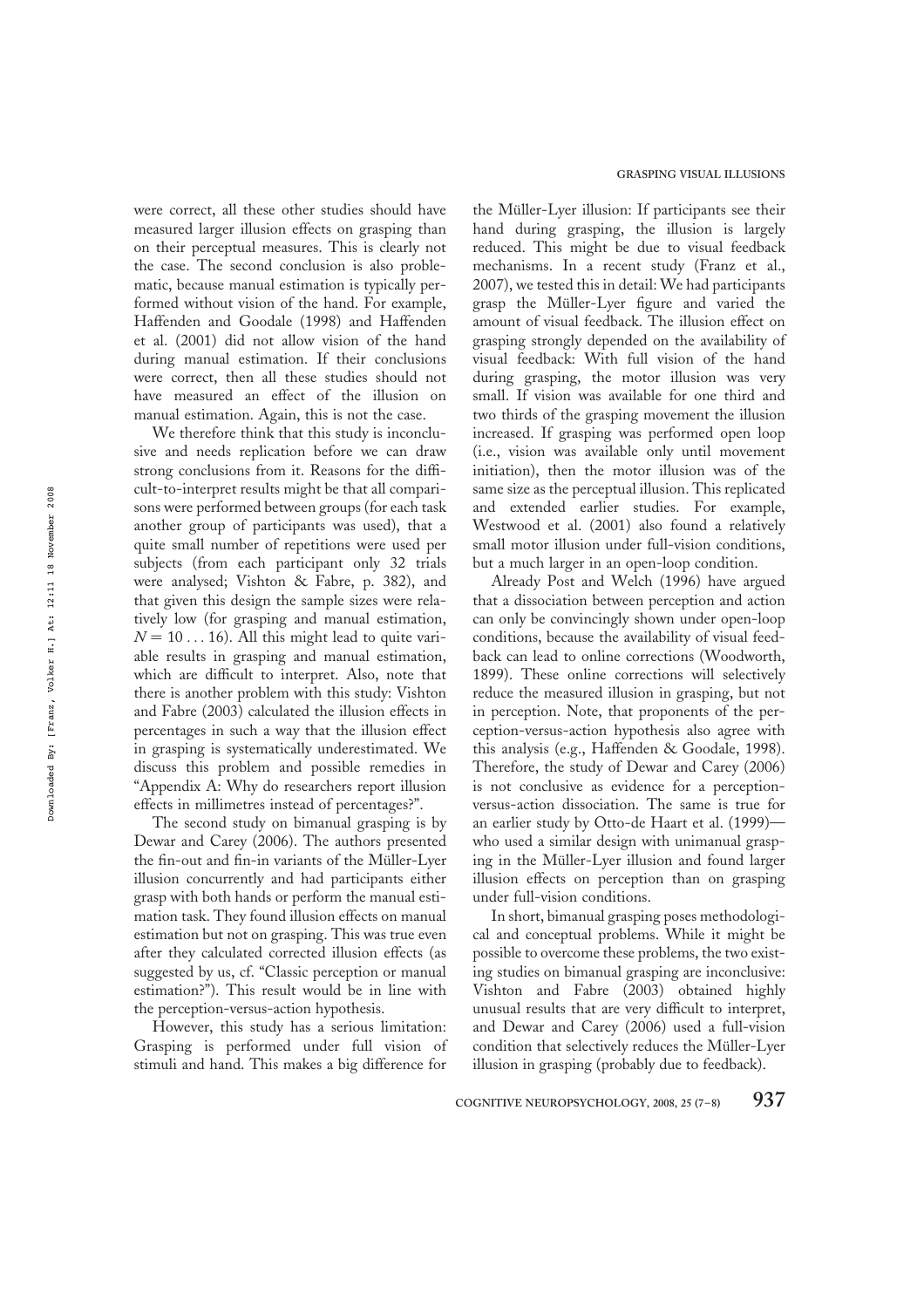were correct, all these other studies should have measured larger illusion effects on grasping than on their perceptual measures. This is clearly not the case. The second conclusion is also problematic, because manual estimation is typically performed without vision of the hand. For example, Haffenden and Goodale (1998) and Haffenden et al. (2001) did not allow vision of the hand during manual estimation. If their conclusions were correct, then all these studies should not have measured an effect of the illusion on manual estimation. Again, this is not the case.

We therefore think that this study is inconclusive and needs replication before we can draw strong conclusions from it. Reasons for the difficult-to-interpret results might be that all comparisons were performed between groups (for each task another group of participants was used), that a quite small number of repetitions were used per subjects (from each participant only 32 trials were analysed; Vishton & Fabre, p. 382), and that given this design the sample sizes were relatively low (for grasping and manual estimation, $N = 10 \ldots 16$). All this might lead to quite variable results in grasping and manual estimation, which are difficult to interpret. Also, note that there is another problem with this study: Vishton and Fabre (2003) calculated the illusion effects in percentages in such a way that the illusion effect in grasping is systematically underestimated. We discuss this problem and possible remedies in "Appendix A: Why do researchers report illusion effects in millimetres instead of percentages?".

The second study on bimanual grasping is by Dewar and Carey (2006). The authors presented the fin-out and fin-in variants of the Müller-Lyer illusion concurrently and had participants either grasp with both hands or perform the manual estimation task. They found illusion effects on manual estimation but not on grasping. This was true even after they calculated corrected illusion effects (as suggested by us, cf. "Classic perception or manual estimation?"). This result would be in line with the perception-versus-action hypothesis.

However, this study has a serious limitation: Grasping is performed under full vision of stimuli and hand. This makes a big difference for the Müller-Lyer illusion: If participants see their hand during grasping, the illusion is largely reduced. This might be due to visual feedback mechanisms. In a recent study (Franz et al., 2007), we tested this in detail: We had participants grasp the Müller-Lyer figure and varied the amount of visual feedback. The illusion effect on grasping strongly depended on the availability of visual feedback: With full vision of the hand during grasping, the motor illusion was very small. If vision was available for one third and two thirds of the grasping movement the illusion increased. If grasping was performed open loop (i.e., vision was available only until movement initiation), then the motor illusion was of the same size as the perceptual illusion. This replicated and extended earlier studies. For example, Westwood et al. (2001) also found a relatively small motor illusion under full-vision conditions, but a much larger in an open-loop condition.

Already Post and Welch (1996) have argued that a dissociation between perception and action can only be convincingly shown under open-loop conditions, because the availability of visual feedback can lead to online corrections (Woodworth, 1899). These online corrections will selectively reduce the measured illusion in grasping, but not in perception. Note, that proponents of the perception-versus-action hypothesis also agree with this analysis (e.g., Haffenden & Goodale, 1998). Therefore, the study of Dewar and Carey (2006) is not conclusive as evidence for a perception-versus-action dissociation. The same is true for an earlier study by Otto-de Haart et al. (1999)—who used a similar design with unimanual grasping in the Müller-Lyer illusion and found larger illusion effects on perception than on grasping under full-vision conditions.

In short, bimanual grasping poses methodological and conceptual problems. While it might be possible to overcome these problems, the two existing studies on bimanual grasping are inconclusive: Vishton and Fabre (2003) obtained highly unusual results that are very difficult to interpret, and Dewar and Carey (2006) used a full-vision condition that selectively reduces the Müller-Lyer illusion in grasping (probably due to feedback).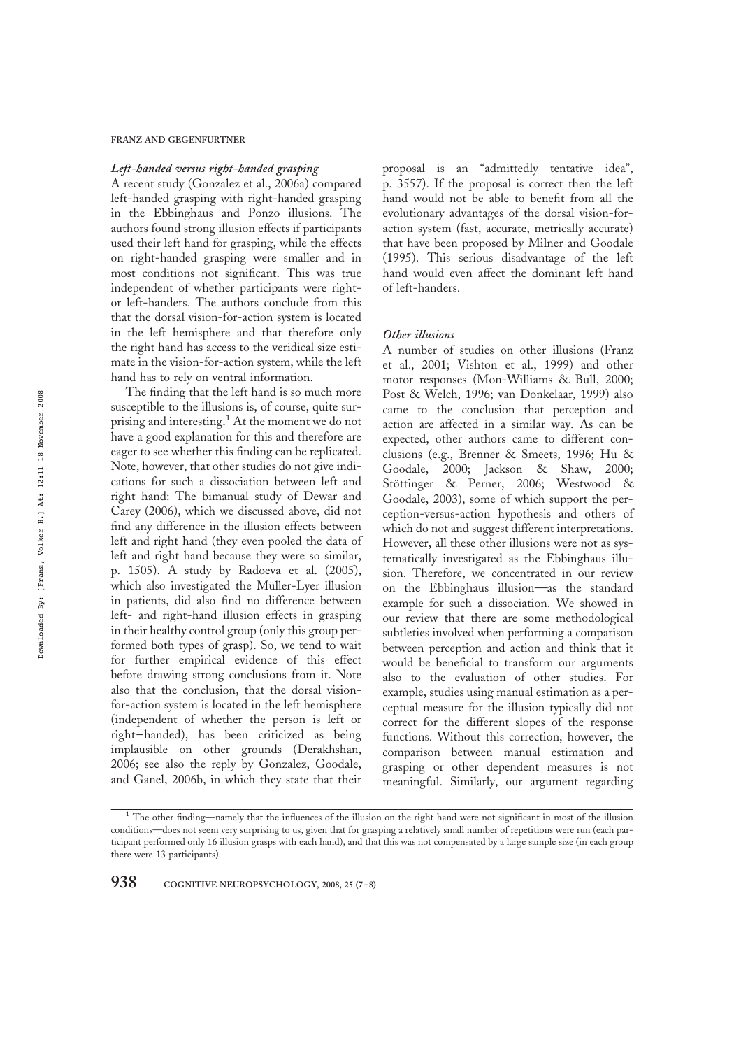### *Left-handed versus right-handed grasping*

A recent study (Gonzalez et al., 2006a) compared left-handed grasping with right-handed grasping in the Ebbinghaus and Ponzo illusions. The authors found strong illusion effects if participants used their left hand for grasping, while the effects on right-handed grasping were smaller and in most conditions not significant. This was true independent of whether participants were right- or left-handers. The authors conclude from this that the dorsal vision-for-action system is located in the left hemisphere and that therefore only the right hand has access to the veridical size estimate in the vision-for-action system, while the left hand has to rely on ventral information.

The finding that the left hand is so much more susceptible to the illusions is, of course, quite surprising and interesting.[1] At the moment we do not have a good explanation for this and therefore are eager to see whether this finding can be replicated. Note, however, that other studies do not give indications for such a dissociation between left and right hand: The bimanual study of Dewar and Carey (2006), which we discussed above, did not find any difference in the illusion effects between left and right hand (they even pooled the data of left and right hand because they were so similar, p. 1505). A study by Radoeva et al. (2005), which also investigated the Müller-Lyer illusion in patients, did also find no difference between left- and right-hand illusion effects in grasping in their healthy control group (only this group performed both types of grasp). So, we tend to wait for further empirical evidence of this effect before drawing strong conclusions from it. Note also that the conclusion, that the dorsal vision-for-action system is located in the left hemisphere (independent of whether the person is left or right−handed), has been criticized as being implausible on other grounds (Derakhshan, 2006; see also the reply by Gonzalez, Goodale, and Ganel, 2006b, in which they state that their proposal is an "admittedly tentative idea", p. 3557). If the proposal is correct then the left hand would not be able to benefit from all the evolutionary advantages of the dorsal vision-for-action system (fast, accurate, metrically accurate) that have been proposed by Milner and Goodale (1995). This serious disadvantage of the left hand would even affect the dominant left hand of left-handers.

### *Other illusions*

A number of studies on other illusions (Franz et al., 2001; Vishton et al., 1999) and other motor responses (Mon-Williams & Bull, 2000; Post & Welch, 1996; van Donkelaar, 1999) also came to the conclusion that perception and action are affected in a similar way. As can be expected, other authors came to different conclusions (e.g., Brenner & Smeets, 1996; Hu & Goodale, 2000; Jackson & Shaw, 2000; Stöttinger & Perner, 2006; Westwood & Goodale, 2003), some of which support the perception-versus-action hypothesis and others of which do not and suggest different interpretations. However, all these other illusions were not as systematically investigated as the Ebbinghaus illusion. Therefore, we concentrated in our review on the Ebbinghaus illusion—as the standard example for such a dissociation. We showed in our review that there are some methodological subtleties involved when performing a comparison between perception and action and think that it would be beneficial to transform our arguments also to the evaluation of other studies. For example, studies using manual estimation as a perceptual measure for the illusion typically did not correct for the different slopes of the response functions. Without this correction, however, the comparison between manual estimation and grasping or other dependent measures is not meaningful. Similarly, our argument regarding

[1] The other finding—namely that the influences of the illusion on the right hand were not significant in most of the illusion conditions—does not seem very surprising to us, given that for grasping a relatively small number of repetitions were run (each participant performed only 16 illusion grasps with each hand), and that this was not compensated by a large sample size (in each group there were 13 participants).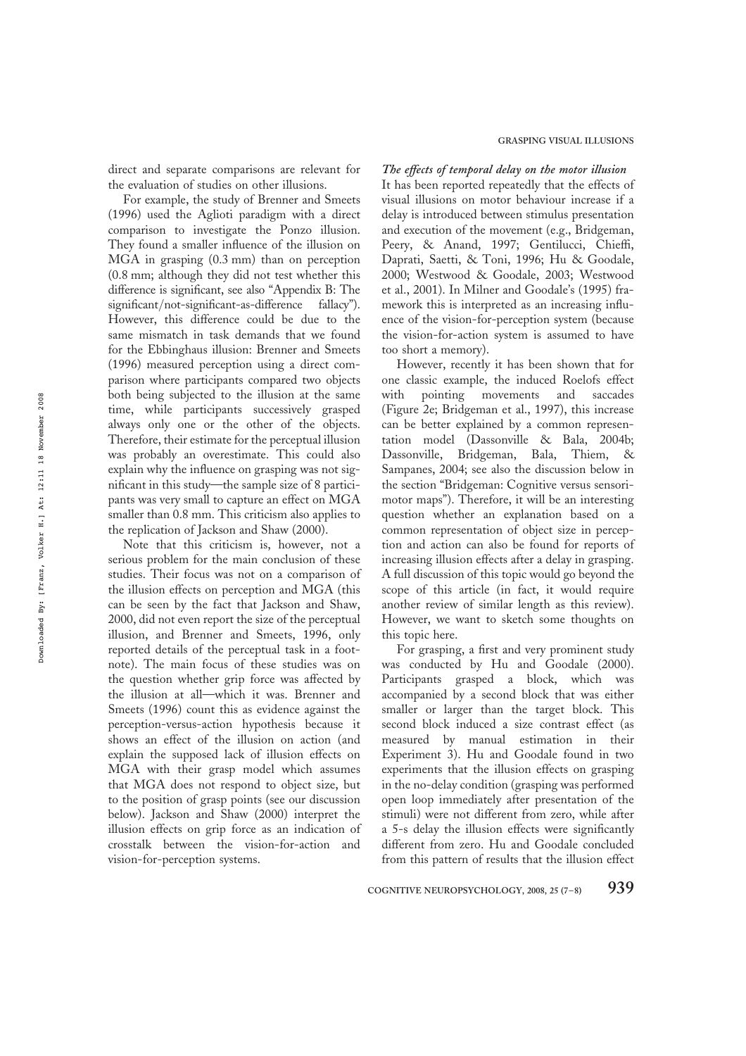direct and separate comparisons are relevant for the evaluation of studies on other illusions.

For example, the study of Brenner and Smeets (1996) used the Aglioti paradigm with a direct comparison to investigate the Ponzo illusion. They found a smaller influence of the illusion on MGA in grasping (0.3 mm) than on perception (0.8 mm; although they did not test whether this difference is significant, see also "Appendix B: The significant/not-significant-as-difference fallacy"). However, this difference could be due to the same mismatch in task demands that we found for the Ebbinghaus illusion: Brenner and Smeets (1996) measured perception using a direct comparison where participants compared two objects both being subjected to the illusion at the same time, while participants successively grasped always only one or the other of the objects. Therefore, their estimate for the perceptual illusion was probably an overestimate. This could also explain why the influence on grasping was not significant in this study—the sample size of 8 participants was very small to capture an effect on MGA smaller than 0.8 mm. This criticism also applies to the replication of Jackson and Shaw (2000).

Note that this criticism is, however, not a serious problem for the main conclusion of these studies. Their focus was not on a comparison of the illusion effects on perception and MGA (this can be seen by the fact that Jackson and Shaw, 2000, did not even report the size of the perceptual illusion, and Brenner and Smeets, 1996, only reported details of the perceptual task in a footnote). The main focus of these studies was on the question whether grip force was affected by the illusion at all—which it was. Brenner and Smeets (1996) count this as evidence against the perception-versus-action hypothesis because it shows an effect of the illusion on action (and explain the supposed lack of illusion effects on MGA with their grasp model which assumes that MGA does not respond to object size, but to the position of grasp points (see our discussion below). Jackson and Shaw (2000) interpret the illusion effects on grip force as an indication of crosstalk between the vision-for-action and vision-for-perception systems.

### *The effects of temporal delay on the motor illusion*

It has been reported repeatedly that the effects of visual illusions on motor behaviour increase if a delay is introduced between stimulus presentation and execution of the movement (e.g., Bridgeman, Peery, & Anand, 1997; Gentilucci, Chieffi, Daprati, Saetti, & Toni, 1996; Hu & Goodale, 2000; Westwood & Goodale, 2003; Westwood et al., 2001). In Milner and Goodale's (1995) framework this is interpreted as an increasing influence of the vision-for-perception system (because the vision-for-action system is assumed to have too short a memory).

However, recently it has been shown that for one classic example, the induced Roelofs effect with pointing movements and saccades (Figure 2e; Bridgeman et al., 1997), this increase can be better explained by a common representation model (Dassonville & Bala, 2004b; Dassonville, Bridgeman, Bala, Thiem, & Sampanes, 2004; see also the discussion below in the section "Bridgeman: Cognitive versus sensorimotor maps"). Therefore, it will be an interesting question whether an explanation based on a common representation of object size in perception and action can also be found for reports of increasing illusion effects after a delay in grasping. A full discussion of this topic would go beyond the scope of this article (in fact, it would require another review of similar length as this review). However, we want to sketch some thoughts on this topic here.

For grasping, a first and very prominent study was conducted by Hu and Goodale (2000). Participants grasped a block, which was accompanied by a second block that was either smaller or larger than the target block. This second block induced a size contrast effect (as measured by manual estimation in their Experiment 3). Hu and Goodale found in two experiments that the illusion effects on grasping in the no-delay condition (grasping was performed open loop immediately after presentation of the stimuli) were not different from zero, while after a 5-s delay the illusion effects were significantly different from zero. Hu and Goodale concluded from this pattern of results that the illusion effect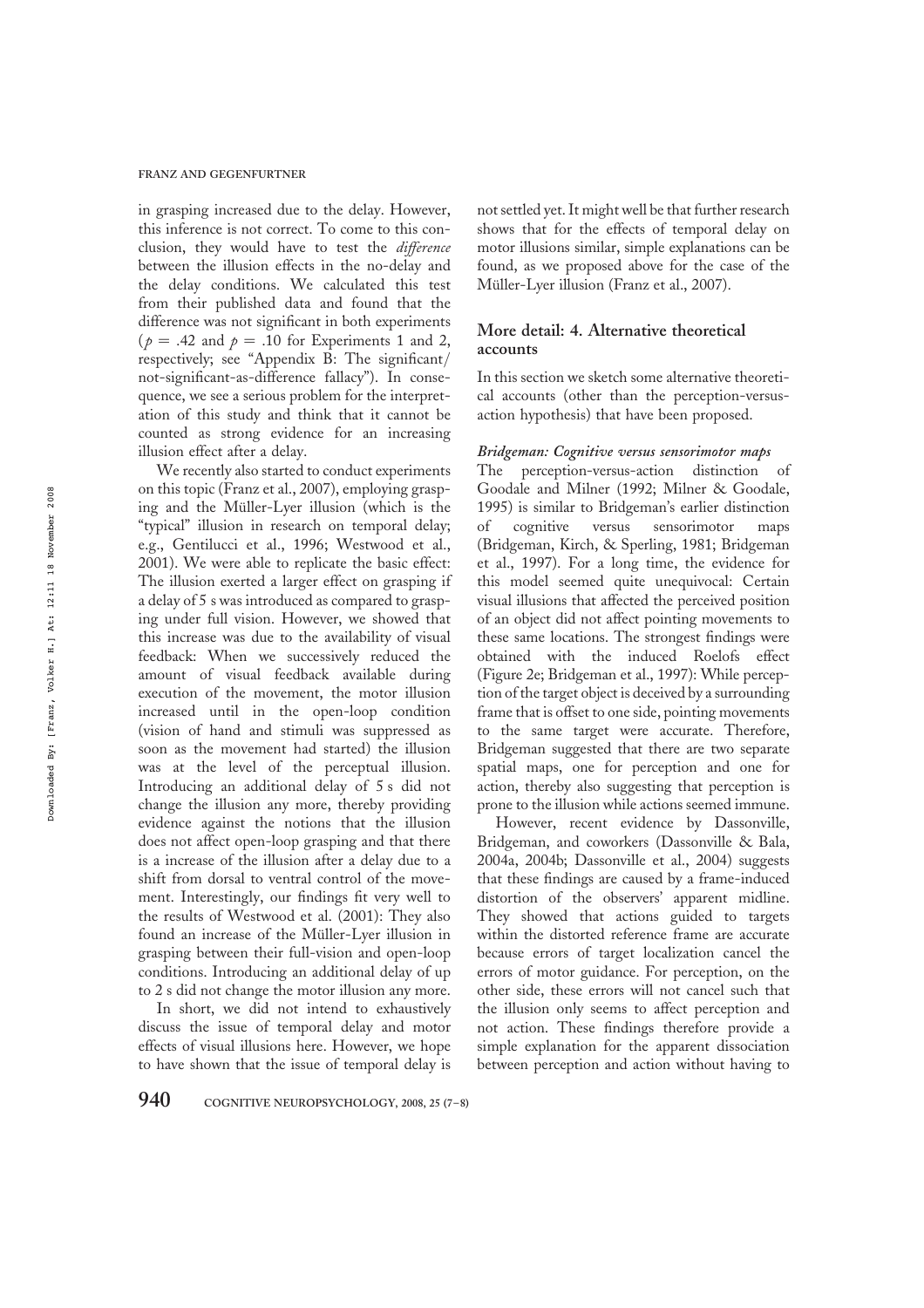in grasping increased due to the delay. However, this inference is not correct. To come to this conclusion, they would have to test the *difference* between the illusion effects in the no-delay and the delay conditions. We calculated this test from their published data and found that the difference was not significant in both experiments ($p = .42$ and $p = .10$ for Experiments 1 and 2, respectively; see "Appendix B: The significant/not-significant-as-difference fallacy"). In consequence, we see a serious problem for the interpretation of this study and think that it cannot be counted as strong evidence for an increasing illusion effect after a delay.

We recently also started to conduct experiments on this topic (Franz et al., 2007), employing grasping and the Müller-Lyer illusion (which is the "typical" illusion in research on temporal delay; e.g., Gentilucci et al., 1996; Westwood et al., 2001). We were able to replicate the basic effect: The illusion exerted a larger effect on grasping if a delay of 5 s was introduced as compared to grasping under full vision. However, we showed that this increase was due to the availability of visual feedback: When we successively reduced the amount of visual feedback available during execution of the movement, the motor illusion increased until in the open-loop condition (vision of hand and stimuli was suppressed as soon as the movement had started) the illusion was at the level of the perceptual illusion. Introducing an additional delay of 5 s did not change the illusion any more, thereby providing evidence against the notions that the illusion does not affect open-loop grasping and that there is a increase of the illusion after a delay due to a shift from dorsal to ventral control of the movement. Interestingly, our findings fit very well to the results of Westwood et al. (2001): They also found an increase of the Müller-Lyer illusion in grasping between their full-vision and open-loop conditions. Introducing an additional delay of up to 2 s did not change the motor illusion any more.

In short, we did not intend to exhaustively discuss the issue of temporal delay and motor effects of visual illusions here. However, we hope to have shown that the issue of temporal delay is not settled yet. It might well be that further research shows that for the effects of temporal delay on motor illusions similar, simple explanations can be found, as we proposed above for the case of the Müller-Lyer illusion (Franz et al., 2007).

## More detail: 4. Alternative theoretical accounts

In this section we sketch some alternative theoretical accounts (other than the perception-versus-action hypothesis) that have been proposed.

### *Bridgeman: Cognitive versus sensorimotor maps*

The perception-versus-action distinction of Goodale and Milner (1992; Milner & Goodale, 1995) is similar to Bridgeman's earlier distinction of cognitive versus sensorimotor maps (Bridgeman, Kirch, & Sperling, 1981; Bridgeman et al., 1997). For a long time, the evidence for this model seemed quite unequivocal: Certain visual illusions that affected the perceived position of an object did not affect pointing movements to these same locations. The strongest findings were obtained with the induced Roelofs effect (Figure 2e; Bridgeman et al., 1997): While perception of the target object is deceived by a surrounding frame that is offset to one side, pointing movements to the same target were accurate. Therefore, Bridgeman suggested that there are two separate spatial maps, one for perception and one for action, thereby also suggesting that perception is prone to the illusion while actions seemed immune.

However, recent evidence by Dassonville, Bridgeman, and coworkers (Dassonville & Bala, 2004a, 2004b; Dassonville et al., 2004) suggests that these findings are caused by a frame-induced distortion of the observers' apparent midline. They showed that actions guided to targets within the distorted reference frame are accurate because errors of target localization cancel the errors of motor guidance. For perception, on the other side, these errors will not cancel such that the illusion only seems to affect perception and not action. These findings therefore provide a simple explanation for the apparent dissociation between perception and action without having to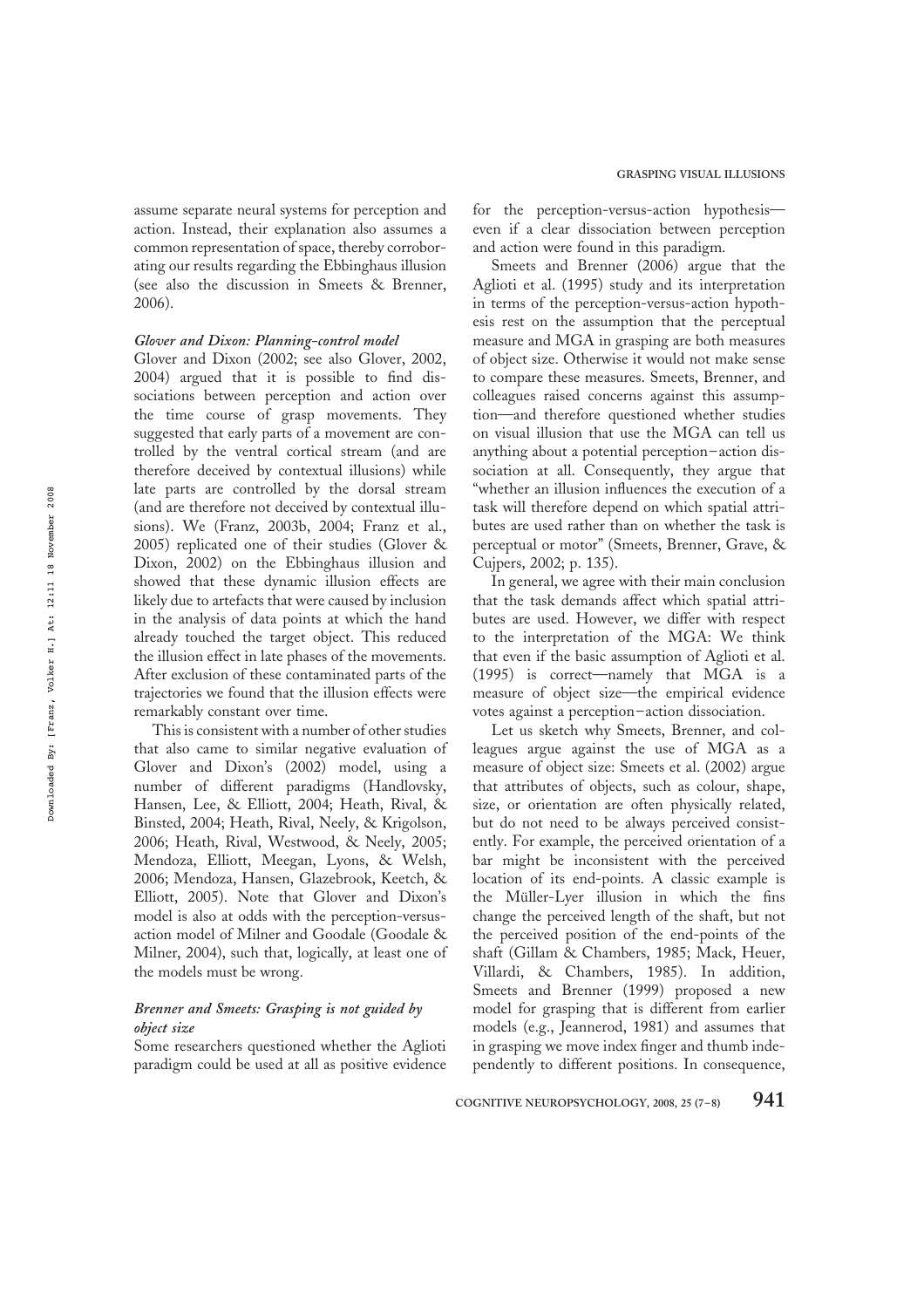assume separate neural systems for perception and action. Instead, their explanation also assumes a common representation of space, thereby corroborating our results regarding the Ebbinghaus illusion (see also the discussion in Smeets & Brenner, 2006).

### *Glover and Dixon: Planning–control model*

Glover and Dixon (2002; see also Glover, 2002, 2004) argued that it is possible to find dissociations between perception and action over the time course of grasp movements. They suggested that early parts of a movement are controlled by the ventral cortical stream (and are therefore deceived by contextual illusions) while late parts are controlled by the dorsal stream (and are therefore not deceived by contextual illusions). We (Franz, 2003b, 2004; Franz et al., 2005) replicated one of their studies (Glover & Dixon, 2002) on the Ebbinghaus illusion and showed that these dynamic illusion effects are likely due to artefacts that were caused by inclusion in the analysis of data points at which the hand already touched the target object. This reduced the illusion effect in late phases of the movements. After exclusion of these contaminated parts of the trajectories we found that the illusion effects were remarkably constant over time.

This is consistent with a number of other studies that also came to similar negative evaluation of Glover and Dixon's (2002) model, using a number of different paradigms (Handlovsky, Hansen, Lee, & Elliott, 2004; Heath, Rival, & Binsted, 2004; Heath, Rival, Neely, & Krigolson, 2006; Heath, Rival, Westwood, & Neely, 2005; Mendoza, Elliott, Meegan, Lyons, & Welsh, 2006; Mendoza, Hansen, Glazebrook, Keetch, & Elliott, 2005). Note that Glover and Dixon's model is also at odds with the perception-versus-action model of Milner and Goodale (Goodale & Milner, 2004), such that, logically, at least one of the models must be wrong.

### *Brenner and Smeets: Grasping is not guided by object size*

Some researchers questioned whether the Aglioti paradigm could be used at all as positive evidence for the perception-versus-action hypothesis—even if a clear dissociation between perception and action were found in this paradigm.

Smeets and Brenner (2006) argue that the Aglioti et al. (1995) study and its interpretation in terms of the perception-versus-action hypothesis rest on the assumption that the perceptual measure and MGA in grasping are both measures of object size. Otherwise it would not make sense to compare these measures. Smeets, Brenner, and colleagues raised concerns against this assumption—and therefore questioned whether studies on visual illusion that use the MGA can tell us anything about a potential perception–action dissociation at all. Consequently, they argue that "whether an illusion influences the execution of a task will therefore depend on which spatial attributes are used rather than on whether the task is perceptual or motor" (Smeets, Brenner, Grave, & Cujpers, 2002; p. 135).

In general, we agree with their main conclusion that the task demands affect which spatial attributes are used. However, we differ with respect to the interpretation of the MGA: We think that even if the basic assumption of Aglioti et al. (1995) is correct—namely that MGA is a measure of object size—the empirical evidence votes against a perception–action dissociation.

Let us sketch why Smeets, Brenner, and colleagues argue against the use of MGA as a measure of object size: Smeets et al. (2002) argue that attributes of objects, such as colour, shape, size, or orientation are often physically related, but do not need to be always perceived consistently. For example, the perceived orientation of a bar might be inconsistent with the perceived location of its end-points. A classic example is the Müller-Lyer illusion in which the fins change the perceived length of the shaft, but not the perceived position of the end-points of the shaft (Gillam & Chambers, 1985; Mack, Heuer, Villardi, & Chambers, 1985). In addition, Smeets and Brenner (1999) proposed a new model for grasping that is different from earlier models (e.g., Jeannerod, 1981) and assumes that in grasping we move index finger and thumb independently to different positions. In consequence,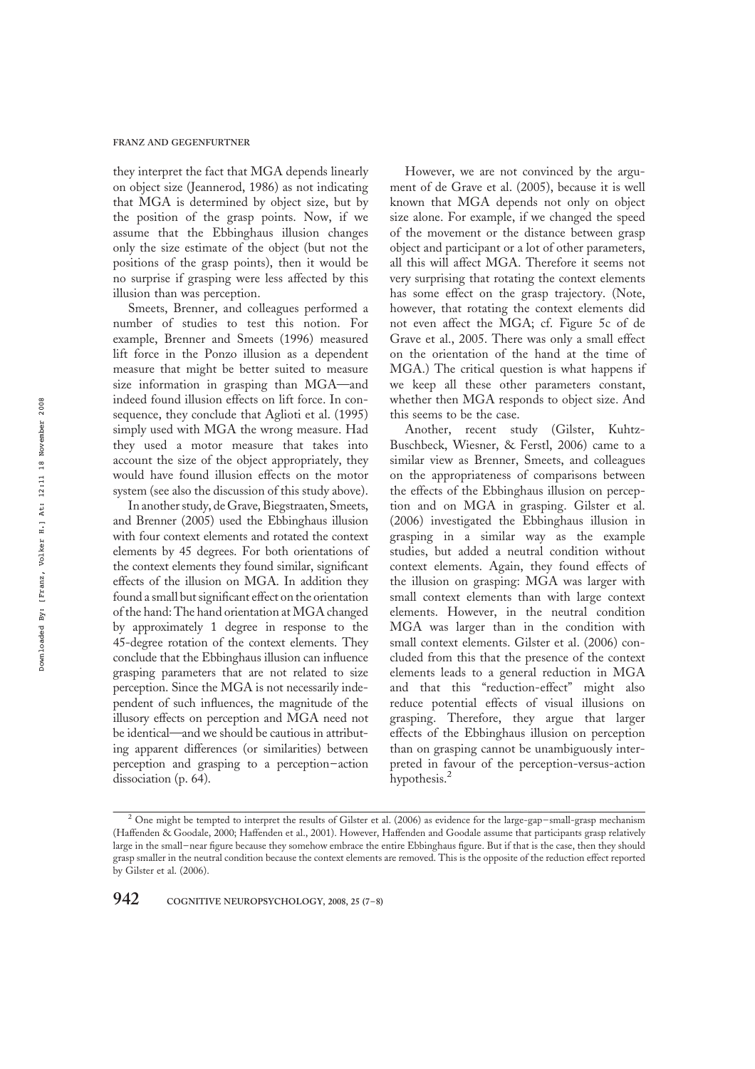they interpret the fact that MGA depends linearly on object size (Jeannerod, 1986) as not indicating that MGA is determined by object size, but by the position of the grasp points. Now, if we assume that the Ebbinghaus illusion changes only the size estimate of the object (but not the positions of the grasp points), then it would be no surprise if grasping were less affected by this illusion than was perception.

Smeets, Brenner, and colleagues performed a number of studies to test this notion. For example, Brenner and Smeets (1996) measured lift force in the Ponzo illusion as a dependent measure that might be better suited to measure size information in grasping than MGA—and indeed found illusion effects on lift force. In consequence, they conclude that Aglioti et al. (1995) simply used with MGA the wrong measure. Had they used a motor measure that takes into account the size of the object appropriately, they would have found illusion effects on the motor system (see also the discussion of this study above).

In another study, de Grave, Biegstraaten, Smeets, and Brenner (2005) used the Ebbinghaus illusion with four context elements and rotated the context elements by 45 degrees. For both orientations of the context elements they found similar, significant effects of the illusion on MGA. In addition they found a small but significant effect on the orientation of the hand: The hand orientation at MGA changed by approximately 1 degree in response to the 45-degree rotation of the context elements. They conclude that the Ebbinghaus illusion can influence grasping parameters that are not related to size perception. Since the MGA is not necessarily independent of such influences, the magnitude of the illusory effects on perception and MGA need not be identical—and we should be cautious in attributing apparent differences (or similarities) between perception and grasping to a perception–action dissociation (p. 64).

However, we are not convinced by the argument of de Grave et al. (2005), because it is well known that MGA depends not only on object size alone. For example, if we changed the speed of the movement or the distance between grasp object and participant or a lot of other parameters, all this will affect MGA. Therefore it seems not very surprising that rotating the context elements has some effect on the grasp trajectory. (Note, however, that rotating the context elements did not even affect the MGA; cf. Figure 5c of de Grave et al., 2005. There was only a small effect on the orientation of the hand at the time of MGA.) The critical question is what happens if we keep all these other parameters constant, whether then MGA responds to object size. And this seems to be the case.

Another, recent study (Gilster, Kuhtz-Buschbeck, Wiesner, & Ferstl, 2006) came to a similar view as Brenner, Smeets, and colleagues on the appropriateness of comparisons between the effects of the Ebbinghaus illusion on perception and on MGA in grasping. Gilster et al. (2006) investigated the Ebbinghaus illusion in grasping in a similar way as the example studies, but added a neutral condition without context elements. Again, they found effects of the illusion on grasping: MGA was larger with small context elements than with large context elements. However, in the neutral condition MGA was larger than in the condition with small context elements. Gilster et al. (2006) concluded from this that the presence of the context elements leads to a general reduction in MGA and that this "reduction-effect" might also reduce potential effects of visual illusions on grasping. Therefore, they argue that larger effects of the Ebbinghaus illusion on perception than on grasping cannot be unambiguously interpreted in favour of the perception-versus-action hypothesis.[2]

[2] One might be tempted to interpret the results of Gilster et al. (2006) as evidence for the large-gap–small-grasp mechanism (Haffenden & Goodale, 2000; Haffenden et al., 2001). However, Haffenden and Goodale assume that participants grasp relatively large in the small–near figure because they somehow embrace the entire Ebbinghaus figure. But if that is the case, then they should grasp smaller in the neutral condition because the context elements are removed. This is the opposite of the reduction effect reported by Gilster et al. (2006).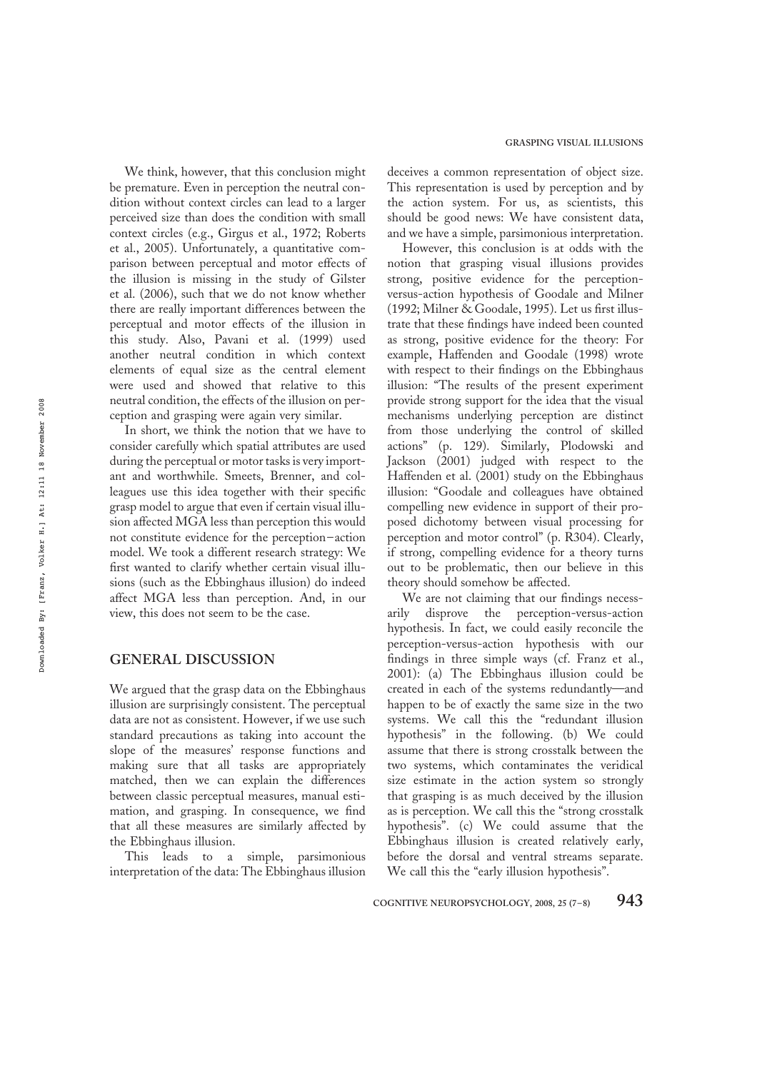We think, however, that this conclusion might be premature. Even in perception the neutral condition without context circles can lead to a larger perceived size than does the condition with small context circles (e.g., Girgus et al., 1972; Roberts et al., 2005). Unfortunately, a quantitative comparison between perceptual and motor effects of the illusion is missing in the study of Gilster et al. (2006), such that we do not know whether there are really important differences between the perceptual and motor effects of the illusion in this study. Also, Pavani et al. (1999) used another neutral condition in which context elements of equal size as the central element were used and showed that relative to this neutral condition, the effects of the illusion on perception and grasping were again very similar.

In short, we think the notion that we have to consider carefully which spatial attributes are used during the perceptual or motor tasks is very important and worthwhile. Smeets, Brenner, and colleagues use this idea together with their specific grasp model to argue that even if certain visual illusion affected MGA less than perception this would not constitute evidence for the perception–action model. We took a different research strategy: We first wanted to clarify whether certain visual illusions (such as the Ebbinghaus illusion) do indeed affect MGA less than perception. And, in our view, this does not seem to be the case.

## GENERAL DISCUSSION

We argued that the grasp data on the Ebbinghaus illusion are surprisingly consistent. The perceptual data are not as consistent. However, if we use such standard precautions as taking into account the slope of the measures' response functions and making sure that all tasks are appropriately matched, then we can explain the differences between classic perceptual measures, manual estimation, and grasping. In consequence, we find that all these measures are similarly affected by the Ebbinghaus illusion.

This leads to a simple, parsimonious interpretation of the data: The Ebbinghaus illusion deceives a common representation of object size. This representation is used by perception and by the action system. For us, as scientists, this should be good news: We have consistent data, and we have a simple, parsimonious interpretation.

However, this conclusion is at odds with the notion that grasping visual illusions provides strong, positive evidence for the perception-versus-action hypothesis of Goodale and Milner (1992; Milner & Goodale, 1995). Let us first illustrate that these findings have indeed been counted as strong, positive evidence for the theory: For example, Haffenden and Goodale (1998) wrote with respect to their findings on the Ebbinghaus illusion: "The results of the present experiment provide strong support for the idea that the visual mechanisms underlying perception are distinct from those underlying the control of skilled actions" (p. 129). Similarly, Plodowski and Jackson (2001) judged with respect to the Haffenden et al. (2001) study on the Ebbinghaus illusion: "Goodale and colleagues have obtained compelling new evidence in support of their proposed dichotomy between visual processing for perception and motor control" (p. R304). Clearly, if strong, compelling evidence for a theory turns out to be problematic, then our believe in this theory should somehow be affected.

We are not claiming that our findings necessarily disprove the perception-versus-action hypothesis. In fact, we could easily reconcile the perception-versus-action hypothesis with our findings in three simple ways (cf. Franz et al., 2001): (a) The Ebbinghaus illusion could be created in each of the systems redundantly—and happen to be of exactly the same size in the two systems. We call this the "redundant illusion hypothesis" in the following. (b) We could assume that there is strong crosstalk between the two systems, which contaminates the veridical size estimate in the action system so strongly that grasping is as much deceived by the illusion as is perception. We call this the "strong crosstalk hypothesis". (c) We could assume that the Ebbinghaus illusion is created relatively early, before the dorsal and ventral streams separate. We call this the "early illusion hypothesis".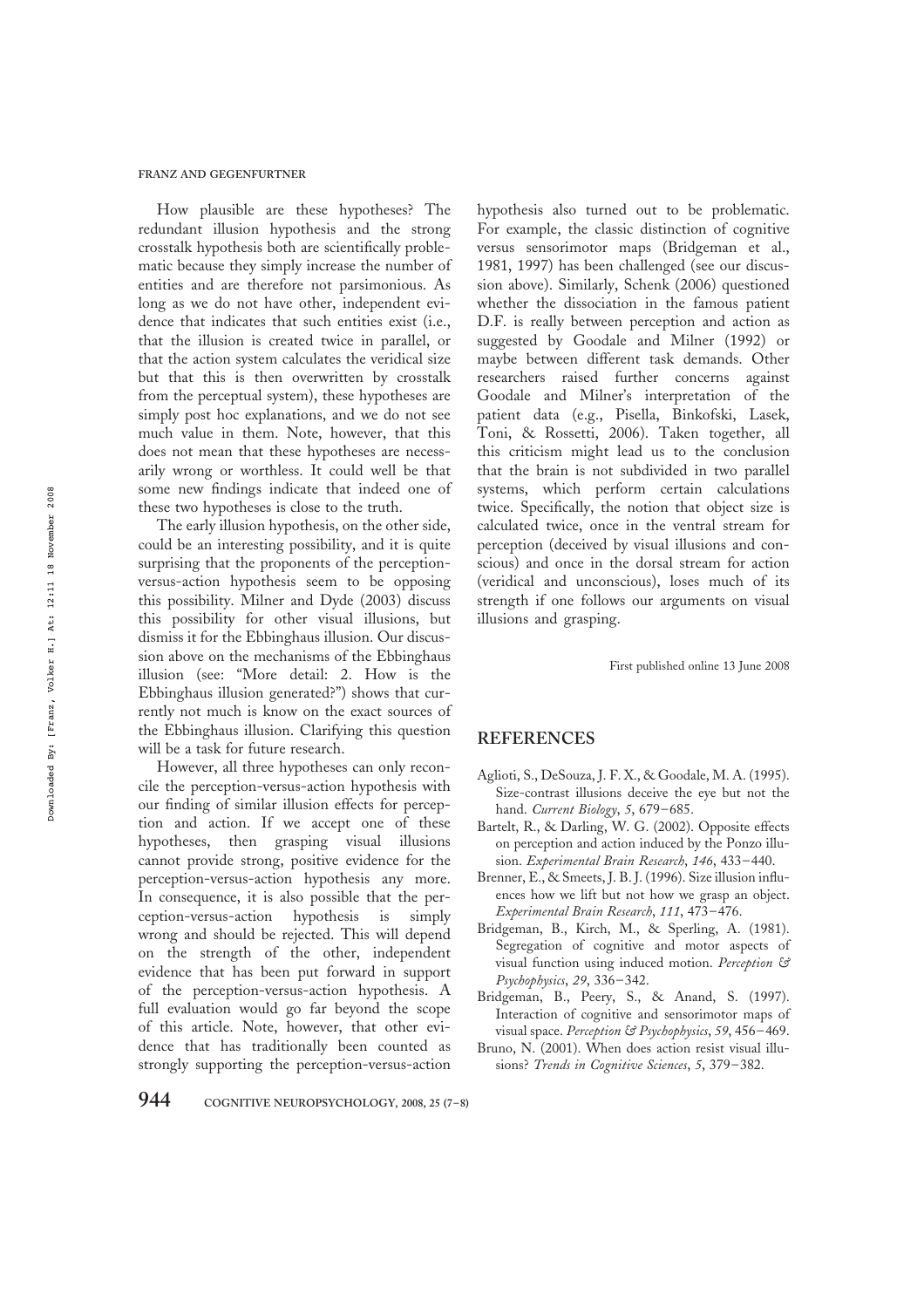How plausible are these hypotheses? The redundant illusion hypothesis and the strong crosstalk hypothesis both are scientifically problematic because they simply increase the number of entities and are therefore not parsimonious. As long as we do not have other, independent evidence that indicates that such entities exist (i.e., that the illusion is created twice in parallel, or that the action system calculates the veridical size but that this is then overwritten by crosstalk from the perceptual system), these hypotheses are simply post hoc explanations, and we do not see much value in them. Note, however, that this does not mean that these hypotheses are necessarily wrong or worthless. It could well be that some new findings indicate that indeed one of these two hypotheses is close to the truth.

The early illusion hypothesis, on the other side, could be an interesting possibility, and it is quite surprising that the proponents of the perception-versus-action hypothesis seem to be opposing this possibility. Milner and Dyde (2003) discuss this possibility for other visual illusions, but dismiss it for the Ebbinghaus illusion. Our discussion above on the mechanisms of the Ebbinghaus illusion (see: "More detail: 2. How is the Ebbinghaus illusion generated?") shows that currently not much is know on the exact sources of the Ebbinghaus illusion. Clarifying this question will be a task for future research.

However, all three hypotheses can only reconcile the perception-versus-action hypothesis with our finding of similar illusion effects for perception and action. If we accept one of these hypotheses, then grasping visual illusions cannot provide strong, positive evidence for the perception-versus-action hypothesis any more. In consequence, it is also possible that the perception-versus-action hypothesis is simply wrong and should be rejected. This will depend on the strength of the other, independent evidence that has been put forward in support of the perception-versus-action hypothesis. A full evaluation would go far beyond the scope of this article. Note, however, that other evidence that has traditionally been counted as strongly supporting the perception-versus-action hypothesis also turned out to be problematic. For example, the classic distinction of cognitive versus sensorimotor maps (Bridgeman et al., 1981, 1997) has been challenged (see our discussion above). Similarly, Schenk (2006) questioned whether the dissociation in the famous patient D.F. is really between perception and action as suggested by Goodale and Milner (1992) or maybe between different task demands. Other researchers raised further concerns against Goodale and Milner's interpretation of the patient data (e.g., Pisella, Binkofski, Lasek, Toni, & Rossetti, 2006). Taken together, all this criticism might lead us to the conclusion that the brain is not subdivided in two parallel systems, which perform certain calculations twice. Specifically, the notion that object size is calculated twice, once in the ventral stream for perception (deceived by visual illusions and conscious) and once in the dorsal stream for action (veridical and unconscious), loses much of its strength if one follows our arguments on visual illusions and grasping.

First published online 13 June 2008

## REFERENCES

Aglioti, S., DeSouza, J. F. X., & Goodale, M. A. (1995). Size-contrast illusions deceive the eye but not the hand. *Current Biology*, *5*, 679–685.

Bartelt, R., & Darling, W. G. (2002). Opposite effects on perception and action induced by the Ponzo illusion. *Experimental Brain Research*, *146*, 433–440.

Brenner, E., & Smeets, J. B. J. (1996). Size illusion influences how we lift but not how we grasp an object. *Experimental Brain Research*, *111*, 473–476.

Bridgeman, B., Kirch, M., & Sperling, A. (1981). Segregation of cognitive and motor aspects of visual function using induced motion. *Perception & Psychophysics*, *29*, 336–342.

Bridgeman, B., Peery, S., & Anand, S. (1997). Interaction of cognitive and sensorimotor maps of visual space. *Perception & Psychophysics*, *59*, 456–469.

Bruno, N. (2001). When does action resist visual illusions? *Trends in Cognitive Sciences*, *5*, 379–382.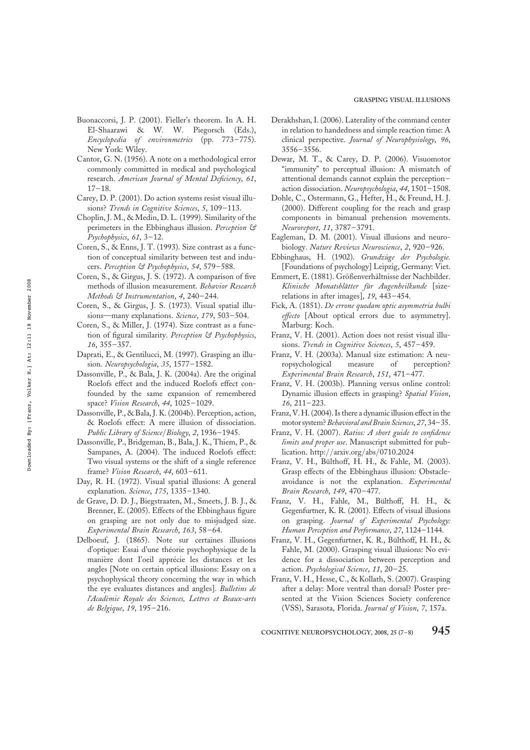Buonaccorsi, J. P. (2001). Fieller's theorem. In A. H. El-Shaarawi & W. W. Piegorsch (Eds.), *Encyclopedia of environmetrics* (pp. 773–775). New York: Wiley.

Cantor, G. N. (1956). A note on a methodological error commonly committed in medical and psychological research. *American Journal of Mental Deficiency*, *61*, 17–18.

Carey, D. P. (2001). Do action systems resist visual illusions? *Trends in Cognitive Sciences*, *5*, 109–113.

Choplin, J. M., & Medin, D. L. (1999). Similarity of the perimeters in the Ebbinghaus illusion. *Perception & Psychophysics*, *61*, 3–12.

Coren, S., & Enns, J. T. (1993). Size contrast as a function of conceptual similarity between test and inducers. *Perception & Psychophysics*, *54*, 579–588.

Coren, S., & Girgus, J. S. (1972). A comparison of five methods of illusion measurement. *Behavior Research Methods & Instrumentation*, *4*, 240–244.

Coren, S., & Girgus, J. S. (1973). Visual spatial illusions—many explanations. *Science*, *179*, 503–504.

Coren, S., & Miller, J. (1974). Size contrast as a function of figural similarity. *Perception & Psychophysics*, *16*, 355–357.

Daprati, E., & Gentilucci, M. (1997). Grasping an illusion. *Neuropsychologia*, *35*, 1577–1582.

Dassonville, P., & Bala, J. K. (2004a). Are the original Roelofs effect and the induced Roelofs effect confounded by the same expansion of remembered space? *Vision Research*, *44*, 1025–1029.

Dassonville, P., & Bala, J. K. (2004b). Perception, action, & Roelofs effect: A mere illusion of dissociation. *Public Library of Science/Biology*, *2*, 1936–1945.

Dassonville, P., Bridgeman, B., Bala, J. K., Thiem, P., & Sampanes, A. (2004). The induced Roelofs effect: Two visual systems or the shift of a single reference frame? *Vision Research*, *44*, 603–611.

Day, R. H. (1972). Visual spatial illusions: A general explanation. *Science*, *175*, 1335–1340.

de Grave, D. D. J., Biegstraaten, M., Smeets, J. B. J., & Brenner, E. (2005). Effects of the Ebbinghaus figure on grasping are not only due to misjudged size. *Experimental Brain Research*, *163*, 58–64.

Delboeuf, J. (1865). Note sur certaines illusions d'optique: Essai d'une théorie psychophysique de la manière dont l'oeil apprécie les distances et les angles [Note on certain optical illusions: Essay on a psychophysical theory concerning the way in which the eye evaluates distances and angles]. *Bulletins de l'Académie Royale des Sciences, Lettres et Beaux-arts de Belgique*, *19*, 195–216.

Derakhshan, I. (2006). Laterality of the command center in relation to handedness and simple reaction time: A clinical perspective. *Journal of Neurophysiology*, *96*, 3556–3556.

Dewar, M. T., & Carey, D. P. (2006). Visuomotor "immunity" to perceptual illusion: A mismatch of attentional demands cannot explain the perception–action dissociation. *Neuropsychologia*, *44*, 1501–1508.

Dohle, C., Ostermann, G., Hefter, H., & Freund, H. J. (2000). Different coupling for the reach and grasp components in bimanual prehension movements. *Neuroreport*, *11*, 3787–3791.

Eagleman, D. M. (2001). Visual illusions and neurobiology. *Nature Reviews Neuroscience*, *2*, 920–926.

Ebbinghaus, H. (1902). *Grundzüge der Psychologie.* [Foundations of psychology] Leipzig, Germany: Viet.

Emmert, E. (1881). Größenverhältnisse der Nachbilder. *Klinische Monatsblätter für Augenheilkunde* [size-relations in after images], *19*, 443–454.

Fick, A. (1851). *De errone quodam optic asymmetria bulbi effecto* [About optical errors due to asymmetry]. Marburg: Koch.

Franz, V. H. (2001). Action does not resist visual illusions. *Trends in Cognitive Sciences*, *5*, 457–459.

Franz, V. H. (2003a). Manual size estimation: A neuropsychological measure of perception? *Experimental Brain Research*, *151*, 471–477.

Franz, V. H. (2003b). Planning versus online control: Dynamic illusion effects in grasping? *Spatial Vision*, *16*, 211–223.

Franz, V. H. (2004). Is there a dynamic illusion effect in the motor system? *Behavioral and Brain Sciences*, *27*, 34–35.

Franz, V. H. (2007). *Ratios: A short guide to confidence limits and proper use*. Manuscript submitted for publication. http://arxiv.org/abs/0710.2024

Franz, V. H., Bülthoff, H. H., & Fahle, M. (2003). Grasp effects of the Ebbinghaus illusion: Obstacle-avoidance is not the explanation. *Experimental Brain Research*, *149*, 470–477.

Franz, V. H., Fahle, M., Bülthoff, H. H., & Gegenfurtner, K. R. (2001). Effects of visual illusions on grasping. *Journal of Experimental Psychology: Human Perception and Performance*, *27*, 1124–1144.

Franz, V. H., Gegenfurtner, K. R., Bülthoff, H. H., & Fahle, M. (2000). Grasping visual illusions: No evidence for a dissociation between perception and action. *Psychological Science*, *11*, 20–25.

Franz, V. H., Hesse, C., & Kollath, S. (2007). Grasping after a delay: More ventral than dorsal? Poster presented at the Vision Sciences Society conference (VSS), Sarasota, Florida. *Journal of Vision*, *7*, 157a.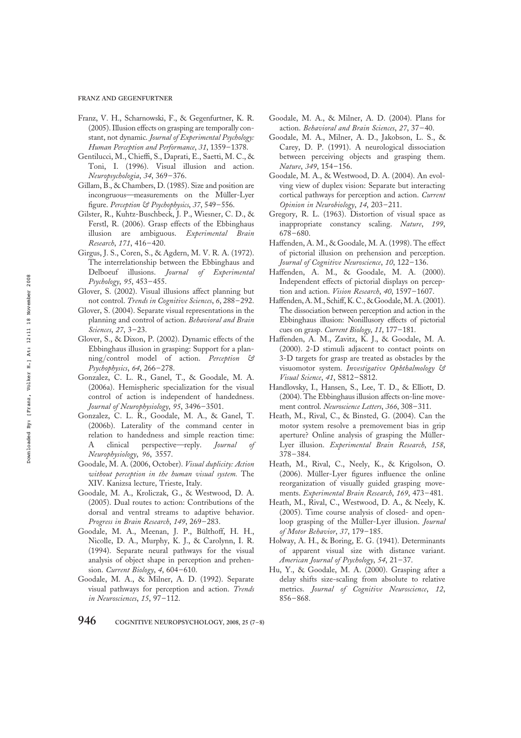Franz, V. H., Scharnowski, F., & Gegenfurtner, K. R. (2005). Illusion effects on grasping are temporally constant, not dynamic. *Journal of Experimental Psychology: Human Perception and Performance*, *31*, 1359–1378.

Gentilucci, M., Chieffi, S., Daprati, E., Saetti, M. C., & Toni, I. (1996). Visual illusion and action. *Neuropsychologia*, *34*, 369–376.

Gillam, B., & Chambers, D. (1985). Size and position are incongruous—measurements on the Müller-Lyer figure. *Perception & Psychophysics*, *37*, 549–556.

Gilster, R., Kuhtz-Buschbeck, J. P., Wiesner, C. D., & Ferstl, R. (2006). Grasp effects of the Ebbinghaus illusion are ambiguous. *Experimental Brain Research*, *171*, 416–420.

Girgus, J. S., Coren, S., & Agdern, M. V. R. A. (1972). The interrelationship between the Ebbinghaus and Delboeuf illusions. *Journal of Experimental Psychology*, *95*, 453–455.

Glover, S. (2002). Visual illusions affect planning but not control. *Trends in Cognitive Sciences*, *6*, 288–292.

Glover, S. (2004). Separate visual representations in the planning and control of action. *Behavioral and Brain Sciences*, *27*, 3–23.

Glover, S., & Dixon, P. (2002). Dynamic effects of the Ebbinghaus illusion in grasping: Support for a planning/control model of action. *Perception & Psychophysics*, *64*, 266–278.

Gonzalez, C. L. R., Ganel, T., & Goodale, M. A. (2006a). Hemispheric specialization for the visual control of action is independent of handedness. *Journal of Neurophysiology*, *95*, 3496–3501.

Gonzalez, C. L. R., Goodale, M. A., & Ganel, T. (2006b). Laterality of the command center in relation to handedness and simple reaction time: A clinical perspective—reply. *Journal of Neurophysiology*, *96*, 3557.

Goodale, M. A. (2006, October). *Visual duplicity: Action without perception in the human visual system.* The XIV. Kanizsa lecture, Trieste, Italy.

Goodale, M. A., Kroliczak, G., & Westwood, D. A. (2005). Dual routes to action: Contributions of the dorsal and ventral streams to adaptive behavior. *Progress in Brain Research*, *149*, 269–283.

Goodale, M. A., Meenan, J. P., Bülthoff, H. H., Nicolle, D. A., Murphy, K. J., & Carolynn, I. R. (1994). Separate neural pathways for the visual analysis of object shape in perception and prehension. *Current Biology*, *4*, 604–610.

Goodale, M. A., & Milner, A. D. (1992). Separate visual pathways for perception and action. *Trends in Neurosciences*, *15*, 97–112.

Goodale, M. A., & Milner, A. D. (2004). Plans for action. *Behavioral and Brain Sciences*, *27*, 37–40.

Goodale, M. A., Milner, A. D., Jakobson, L. S., & Carey, D. P. (1991). A neurological dissociation between perceiving objects and grasping them. *Nature*, *349*, 154–156.

Goodale, M. A., & Westwood, D. A. (2004). An evolving view of duplex vision: Separate but interacting cortical pathways for perception and action. *Current Opinion in Neurobiology*, *14*, 203–211.

Gregory, R. L. (1963). Distortion of visual space as inappropriate constancy scaling. *Nature*, *199*, 678–680.

Haffenden, A. M., & Goodale, M. A. (1998). The effect of pictorial illusion on prehension and perception. *Journal of Cognitive Neuroscience*, *10*, 122–136.

Haffenden, A. M., & Goodale, M. A. (2000). Independent effects of pictorial displays on perception and action. *Vision Research*, *40*, 1597–1607.

Haffenden, A. M., Schiff, K. C., & Goodale, M. A. (2001). The dissociation between perception and action in the Ebbinghaus illusion: Nonillusory effects of pictorial cues on grasp. *Current Biology*, *11*, 177–181.

Haffenden, A. M., Zavitz, K. J., & Goodale, M. A. (2000). 2-D stimuli adjacent to contact points on 3-D targets for grasp are treated as obstacles by the visuomotor system. *Investigative Ophthalmology & Visual Science*, *41*, S812–S812.

Handlovsky, I., Hansen, S., Lee, T. D., & Elliott, D. (2004). The Ebbinghaus illusion affects on-line movement control. *Neuroscience Letters*, *366*, 308–311.

Heath, M., Rival, C., & Binsted, G. (2004). Can the motor system resolve a premovement bias in grip aperture? Online analysis of grasping the Müller-Lyer illusion. *Experimental Brain Research*, *158*, 378–384.

Heath, M., Rival, C., Neely, K., & Krigolson, O. (2006). Müller-Lyer figures influence the online reorganization of visually guided grasping movements. *Experimental Brain Research*, *169*, 473–481.

Heath, M., Rival, C., Westwood, D. A., & Neely, K. (2005). Time course analysis of closed- and open-loop grasping of the Müller-Lyer illusion. *Journal of Motor Behavior*, *37*, 179–185.

Holway, A. H., & Boring, E. G. (1941). Determinants of apparent visual size with distance variant. *American Journal of Psychology*, *54*, 21–37.

Hu, Y., & Goodale, M. A. (2000). Grasping after a delay shifts size-scaling from absolute to relative metrics. *Journal of Cognitive Neuroscience*, *12*, 856–868.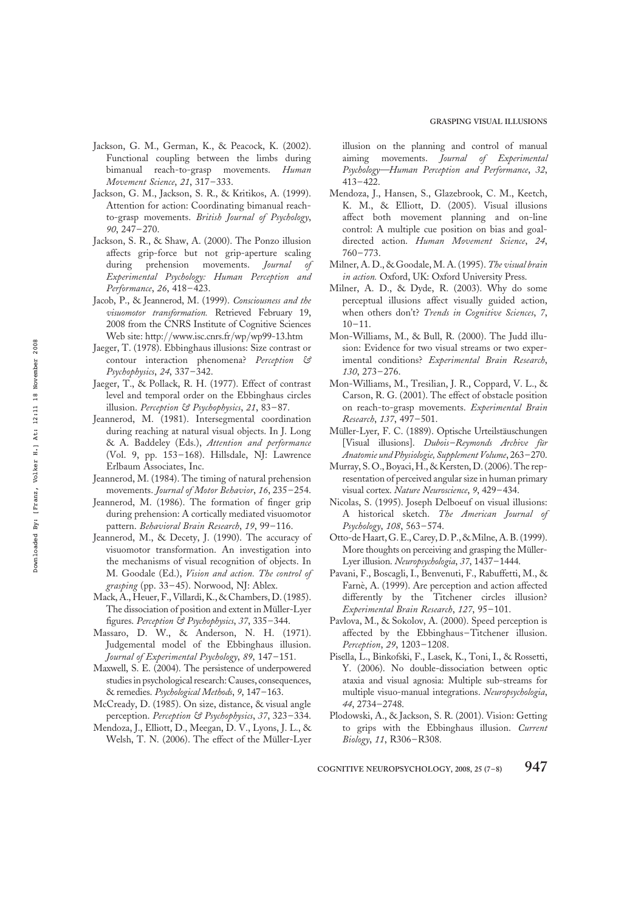Jackson, G. M., German, K., & Peacock, K. (2002). Functional coupling between the limbs during bimanual reach-to-grasp movements. *Human Movement Science*, *21*, 317–333.

Jackson, G. M., Jackson, S. R., & Kritikos, A. (1999). Attention for action: Coordinating bimanual reach-to-grasp movements. *British Journal of Psychology*, *90*, 247–270.

Jackson, S. R., & Shaw, A. (2000). The Ponzo illusion affects grip-force but not grip-aperture scaling during prehension movements. *Journal of Experimental Psychology: Human Perception and Performance*, *26*, 418–423.

Jacob, P., & Jeannerod, M. (1999). *Consciousness and the visuomotor transformation.* Retrieved February 19, 2008 from the CNRS Institute of Cognitive Sciences Web site: http://www.isc.cnrs.fr/wp/wp99-13.htm

Jaeger, T. (1978). Ebbinghaus illusions: Size contrast or contour interaction phenomena? *Perception & Psychophysics*, *24*, 337–342.

Jaeger, T., & Pollack, R. H. (1977). Effect of contrast level and temporal order on the Ebbinghaus circles illusion. *Perception & Psychophysics*, *21*, 83–87.

Jeannerod, M. (1981). Intersegmental coordination during reaching at natural visual objects. In J. Long & A. Baddeley (Eds.), *Attention and performance* (Vol. 9, pp. 153–168). Hillsdale, NJ: Lawrence Erlbaum Associates, Inc.

Jeannerod, M. (1984). The timing of natural prehension movements. *Journal of Motor Behavior*, *16*, 235–254.

Jeannerod, M. (1986). The formation of finger grip during prehension: A cortically mediated visuomotor pattern. *Behavioral Brain Research*, *19*, 99–116.

Jeannerod, M., & Decety, J. (1990). The accuracy of visuomotor transformation. An investigation into the mechanisms of visual recognition of objects. In M. Goodale (Ed.), *Vision and action. The control of grasping* (pp. 33–45). Norwood, NJ: Ablex.

Mack, A., Heuer, F., Villardi, K., & Chambers, D. (1985). The dissociation of position and extent in Müller-Lyer figures. *Perception & Psychophysics*, *37*, 335–344.

Massaro, D. W., & Anderson, N. H. (1971). Judgemental model of the Ebbinghaus illusion. *Journal of Experimental Psychology*, *89*, 147–151.

Maxwell, S. E. (2004). The persistence of underpowered studies in psychological research: Causes, consequences, & remedies. *Psychological Methods*, *9*, 147–163.

McCready, D. (1985). On size, distance, & visual angle perception. *Perception & Psychophysics*, *37*, 323–334.

Mendoza, J., Elliott, D., Meegan, D. V., Lyons, J. L., & Welsh, T. N. (2006). The effect of the Müller-Lyer illusion on the planning and control of manual aiming movements. *Journal of Experimental Psychology—Human Perception and Performance*, *32*, 413–422.

Mendoza, J., Hansen, S., Glazebrook, C. M., Keetch, K. M., & Elliott, D. (2005). Visual illusions affect both movement planning and on-line control: A multiple cue position on bias and goal-directed action. *Human Movement Science*, *24*, 760–773.

Milner, A. D., & Goodale, M. A. (1995). *The visual brain in action.* Oxford, UK: Oxford University Press.

Milner, A. D., & Dyde, R. (2003). Why do some perceptual illusions affect visually guided action, when others don't? *Trends in Cognitive Sciences*, *7*, 10–11.

Mon-Williams, M., & Bull, R. (2000). The Judd illusion: Evidence for two visual streams or two experimental conditions? *Experimental Brain Research*, *130*, 273–276.

Mon-Williams, M., Tresilian, J. R., Coppard, V. L., & Carson, R. G. (2001). The effect of obstacle position on reach-to-grasp movements. *Experimental Brain Research*, *137*, 497–501.

Müller-Lyer, F. C. (1889). Optische Urteilstäuschungen [Visual illusions]. *Dubois–Reymonds Archive für Anatomie und Physiologie, Supplement Volume*, 263–270.

Murray, S. O., Boyaci, H., & Kersten, D. (2006). The representation of perceived angular size in human primary visual cortex. *Nature Neuroscience*, *9*, 429–434.

Nicolas, S. (1995). Joseph Delboeuf on visual illusions: A historical sketch. *The American Journal of Psychology*, *108*, 563–574.

Otto-de Haart, G. E., Carey, D. P., & Milne, A. B. (1999). More thoughts on perceiving and grasping the Müller-Lyer illusion. *Neuropsychologia*, *37*, 1437–1444.

Pavani, F., Boscagli, I., Benvenuti, F., Rabuffetti, M., & Farnè, A. (1999). Are perception and action affected differently by the Titchener circles illusion? *Experimental Brain Research*, *127*, 95–101.

Pavlova, M., & Sokolov, A. (2000). Speed perception is affected by the Ebbinghaus–Titchener illusion. *Perception*, *29*, 1203–1208.

Pisella, L., Binkofski, F., Lasek, K., Toni, I., & Rossetti, Y. (2006). No double-dissociation between optic ataxia and visual agnosia: Multiple sub-streams for multiple visuo-manual integrations. *Neuropsychologia*, *44*, 2734–2748.

Plodowski, A., & Jackson, S. R. (2001). Vision: Getting to grips with the Ebbinghaus illusion. *Current Biology*, *11*, R306–R308.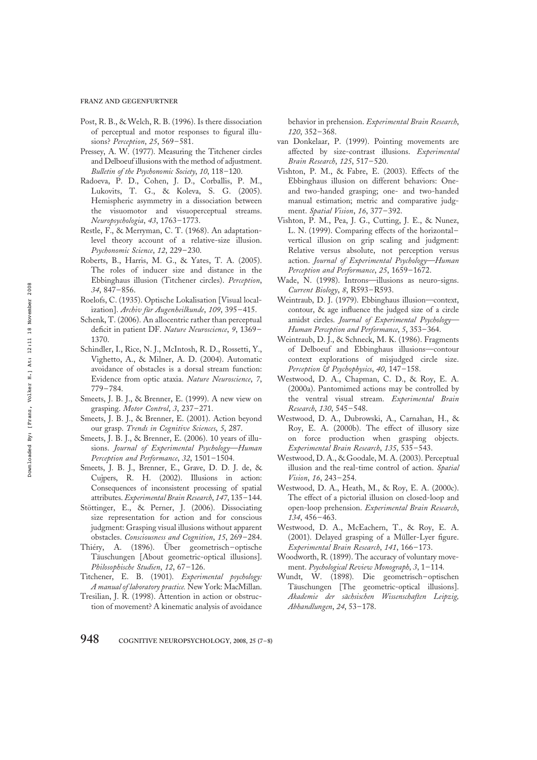Post, R. B., & Welch, R. B. (1996). Is there dissociation of perceptual and motor responses to figural illusions? *Perception*, *25*, 569–581.

Pressey, A. W. (1977). Measuring the Titchener circles and Delboeuf illusions with the method of adjustment. *Bulletin of the Psychonomic Society*, *10*, 118–120.

Radoeva, P. D., Cohen, J. D., Corballis, P. M., Lukovits, T. G., & Koleva, S. G. (2005). Hemispheric asymmetry in a dissociation between the visuomotor and visuoperceptual streams. *Neuropsychologia*, *43*, 1763–1773.

Restle, F., & Merryman, C. T. (1968). An adaptation-level theory account of a relative-size illusion. *Psychonomic Science*, *12*, 229–230.

Roberts, B., Harris, M. G., & Yates, T. A. (2005). The roles of inducer size and distance in the Ebbinghaus illusion (Titchener circles). *Perception*, *34*, 847–856.

Roelofs, C. (1935). Optische Lokalisation [Visual localization]. *Archiv für Augenheilkunde*, *109*, 395–415.

Schenk, T. (2006). An allocentric rather than perceptual deficit in patient DF. *Nature Neuroscience*, *9*, 1369–1370.

Schindler, I., Rice, N. J., McIntosh, R. D., Rossetti, Y., Vighetto, A., & Milner, A. D. (2004). Automatic avoidance of obstacles is a dorsal stream function: Evidence from optic ataxia. *Nature Neuroscience*, *7*, 779–784.

Smeets, J. B. J., & Brenner, E. (1999). A new view on grasping. *Motor Control*, *3*, 237–271.

Smeets, J. B. J., & Brenner, E. (2001). Action beyond our grasp. *Trends in Cognitive Sciences*, *5*, 287.

Smeets, J. B. J., & Brenner, E. (2006). 10 years of illusions. *Journal of Experimental Psychology—Human Perception and Performance*, *32*, 1501–1504.

Smeets, J. B. J., Brenner, E., Grave, D. D. J. de, & Cujpers, R. H. (2002). Illusions in action: Consequences of inconsistent processing of spatial attributes. *Experimental Brain Research*, *147*, 135–144.

Stöttinger, E., & Perner, J. (2006). Dissociating size representation for action and for conscious judgment: Grasping visual illusions without apparent obstacles. *Consciousness and Cognition*, *15*, 269–284.

Thiéry, A. (1896). Über geometrisch–optische Täuschungen [About geometric-optical illusions]. *Philosophische Studien*, *12*, 67–126.

Titchener, E. B. (1901). *Experimental psychology: A manual of laboratory practice.* New York: MacMillan.

Tresilian, J. R. (1998). Attention in action or obstruction of movement? A kinematic analysis of avoidance behavior in prehension. *Experimental Brain Research*, *120*, 352–368.

van Donkelaar, P. (1999). Pointing movements are affected by size-contrast illusions. *Experimental Brain Research*, *125*, 517–520.

Vishton, P. M., & Fabre, E. (2003). Effects of the Ebbinghaus illusion on different behaviors: One- and two-handed grasping; one- and two-handed manual estimation; metric and comparative judgment. *Spatial Vision*, *16*, 377–392.

Vishton, P. M., Pea, J. G., Cutting, J. E., & Nunez, L. N. (1999). Comparing effects of the horizontal–vertical illusion on grip scaling and judgment: Relative versus absolute, not perception versus action. *Journal of Experimental Psychology—Human Perception and Performance*, *25*, 1659–1672.

Wade, N. (1998). Introns—illusions as neuro-signs. *Current Biology*, *8*, R593–R593.

Weintraub, D. J. (1979). Ebbinghaus illusion—context, contour, & age influence the judged size of a circle amidst circles. *Journal of Experimental Psychology—Human Perception and Performance*, *5*, 353–364.

Weintraub, D. J., & Schneck, M. K. (1986). Fragments of Delboeuf and Ebbinghaus illusions—contour context explorations of misjudged circle size. *Perception & Psychophysics*, *40*, 147–158.

Westwood, D. A., Chapman, C. D., & Roy, E. A. (2000a). Pantomimed actions may be controlled by the ventral visual stream. *Experimental Brain Research*, *130*, 545–548.

Westwood, D. A., Dubrowski, A., Carnahan, H., & Roy, E. A. (2000b). The effect of illusory size on force production when grasping objects. *Experimental Brain Research*, *135*, 535–543.

Westwood, D. A., & Goodale, M. A. (2003). Perceptual illusion and the real-time control of action. *Spatial Vision*, *16*, 243–254.

Westwood, D. A., Heath, M., & Roy, E. A. (2000c). The effect of a pictorial illusion on closed-loop and open-loop prehension. *Experimental Brain Research*, *134*, 456–463.

Westwood, D. A., McEachern, T., & Roy, E. A. (2001). Delayed grasping of a Müller-Lyer figure. *Experimental Brain Research*, *141*, 166–173.

Woodworth, R. (1899). The accuracy of voluntary movement. *Psychological Review Monograph*, *3*, 1–114.

Wundt, W. (1898). Die geometrisch–optischen Täuschungen [The geometric-optical illusions]. *Akademie der sächsischen Wissenschaften Leipzig, Abhandlungen*, *24*, 53–178.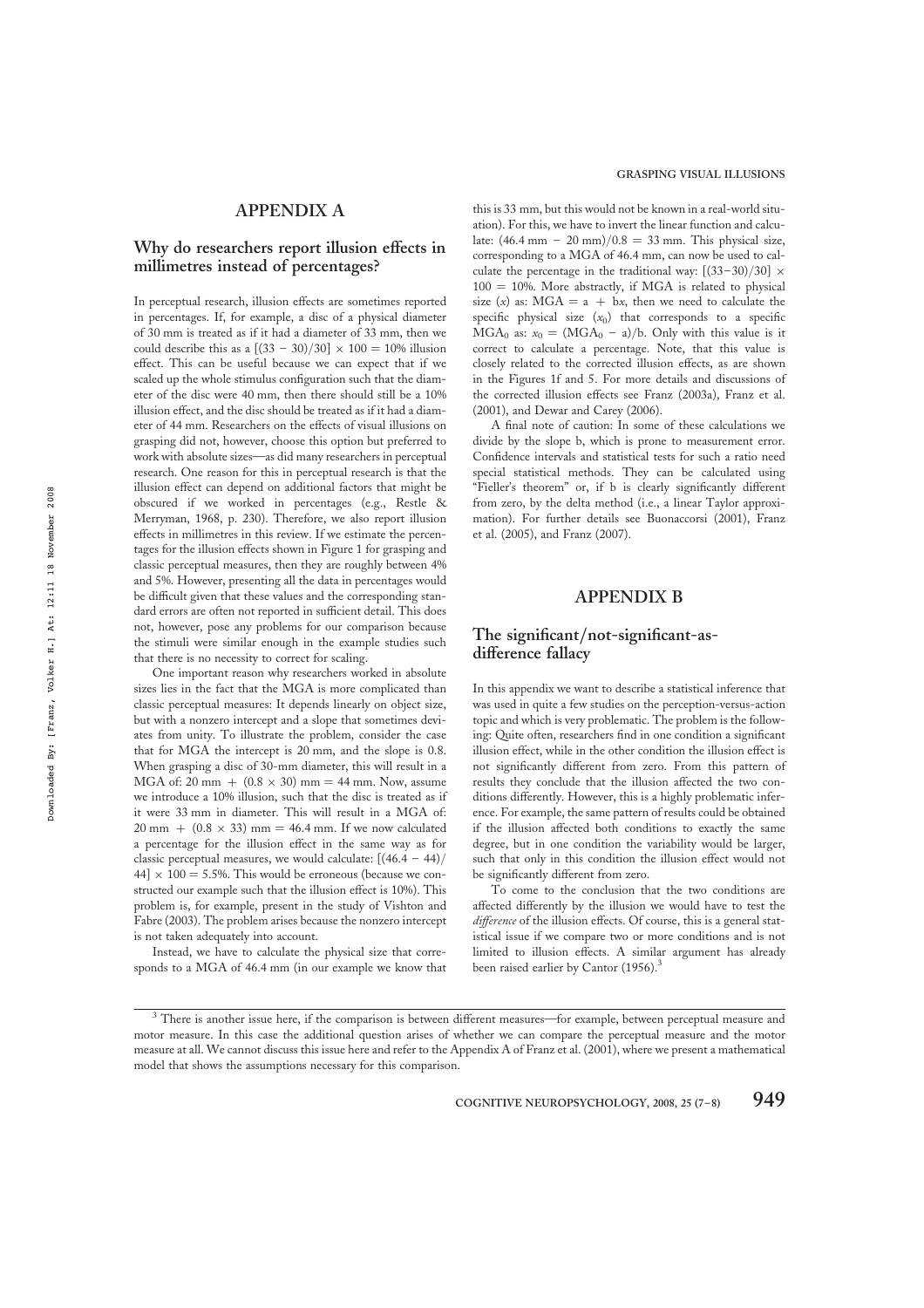## APPENDIX A

### Why do researchers report illusion effects in millimetres instead of percentages?

In perceptual research, illusion effects are sometimes reported in percentages. If, for example, a disc of a physical diameter of 30 mm is treated as if it had a diameter of 33 mm, then we could describe this as a $[(33 - 30)/30] \times 100 = 10\%$ illusion effect. This can be useful because we can expect that if we scaled up the whole stimulus configuration such that the diameter of the disc were 40 mm, then there should still be a 10% illusion effect, and the disc should be treated as if it had a diameter of 44 mm. Researchers on the effects of visual illusions on grasping did not, however, choose this option but preferred to work with absolute sizes—as did many researchers in perceptual research. One reason for this in perceptual research is that the illusion effect can depend on additional factors that might be obscured if we worked in percentages (e.g., Restle & Merryman, 1968, p. 230). Therefore, we also report illusion effects in millimetres in this review. If we estimate the percentages for the illusion effects shown in Figure 1 for grasping and classic perceptual measures, then they are roughly between 4% and 5%. However, presenting all the data in percentages would be difficult given that these values and the corresponding standard errors are often not reported in sufficient detail. This does not, however, pose any problems for our comparison because the stimuli were similar enough in the example studies such that there is no necessity to correct for scaling.

One important reason why researchers worked in absolute sizes lies in the fact that the MGA is more complicated than classic perceptual measures: It depends linearly on object size, but with a nonzero intercept and a slope that sometimes deviates from unity. To illustrate the problem, consider the case that for MGA the intercept is 20 mm, and the slope is 0.8. When grasping a disc of 30-mm diameter, this will result in a MGA of: $20\text{ mm} + (0.8 \times 30)\text{ mm} = 44\text{ mm}$. Now, assume we introduce a 10% illusion, such that the disc is treated as if it were 33 mm in diameter. This will result in a MGA of: $20\text{ mm} + (0.8 \times 33)\text{ mm} = 46.4\text{ mm}$. If we now calculated a percentage for the illusion effect in the same way as for classic perceptual measures, we would calculate: $[(46.4 - 44)/44] \times 100 = 5.5\%$. This would be erroneous (because we constructed our example such that the illusion effect is 10%). This problem is, for example, present in the study of Vishton and Fabre (2003). The problem arises because the nonzero intercept is not taken adequately into account.

Instead, we have to calculate the physical size that corresponds to a MGA of 46.4 mm (in our example we know that this is 33 mm, but this would not be known in a real-world situation). For this, we have to invert the linear function and calculate: $(46.4\text{ mm} - 20\text{ mm})/0.8 = 33\text{ mm}$. This physical size, corresponding to a MGA of 46.4 mm, can now be used to calculate the percentage in the traditional way: $[(33-30)/30] \times 100 = 10\%$. More abstractly, if MGA is related to physical size ($x$) as: $\text{MGA} = \text{a} + \text{b}x$, then we need to calculate the specific physical size ($x_0$) that corresponds to a specific $\text{MGA}_0$ as: $x_0 = (\text{MGA}_0 - \text{a})/\text{b}$. Only with this value is it correct to calculate a percentage. Note, that this value is closely related to the corrected illusion effects, as are shown in the Figures 1f and 5. For more details and discussions of the corrected illusion effects see Franz (2003a), Franz et al. (2001), and Dewar and Carey (2006).

A final note of caution: In some of these calculations we divide by the slope b, which is prone to measurement error. Confidence intervals and statistical tests for such a ratio need special statistical methods. They can be calculated using "Fieller's theorem" or, if b is clearly significantly different from zero, by the delta method (i.e., a linear Taylor approximation). For further details see Buonaccorsi (2001), Franz et al. (2005), and Franz (2007).

## APPENDIX B

### The significant/not-significant-as-difference fallacy

In this appendix we want to describe a statistical inference that was used in quite a few studies on the perception-versus-action topic and which is very problematic. The problem is the following: Quite often, researchers find in one condition a significant illusion effect, while in the other condition the illusion effect is not significantly different from zero. From this pattern of results they conclude that the illusion affected the two conditions differently. However, this is a highly problematic inference. For example, the same pattern of results could be obtained if the illusion affected both conditions to exactly the same degree, but in one condition the variability would be larger, such that only in this condition the illusion effect would not be significantly different from zero.

To come to the conclusion that the two conditions are affected differently by the illusion we would have to test the *difference* of the illusion effects. Of course, this is a general statistical issue if we compare two or more conditions and is not limited to illusion effects. A similar argument has already been raised earlier by Cantor (1956).[3]

[3] There is another issue here, if the comparison is between different measures—for example, between perceptual measure and motor measure. In this case the additional question arises of whether we can compare the perceptual measure and the motor measure at all. We cannot discuss this issue here and refer to the Appendix A of Franz et al. (2001), where we present a mathematical model that shows the assumptions necessary for this comparison.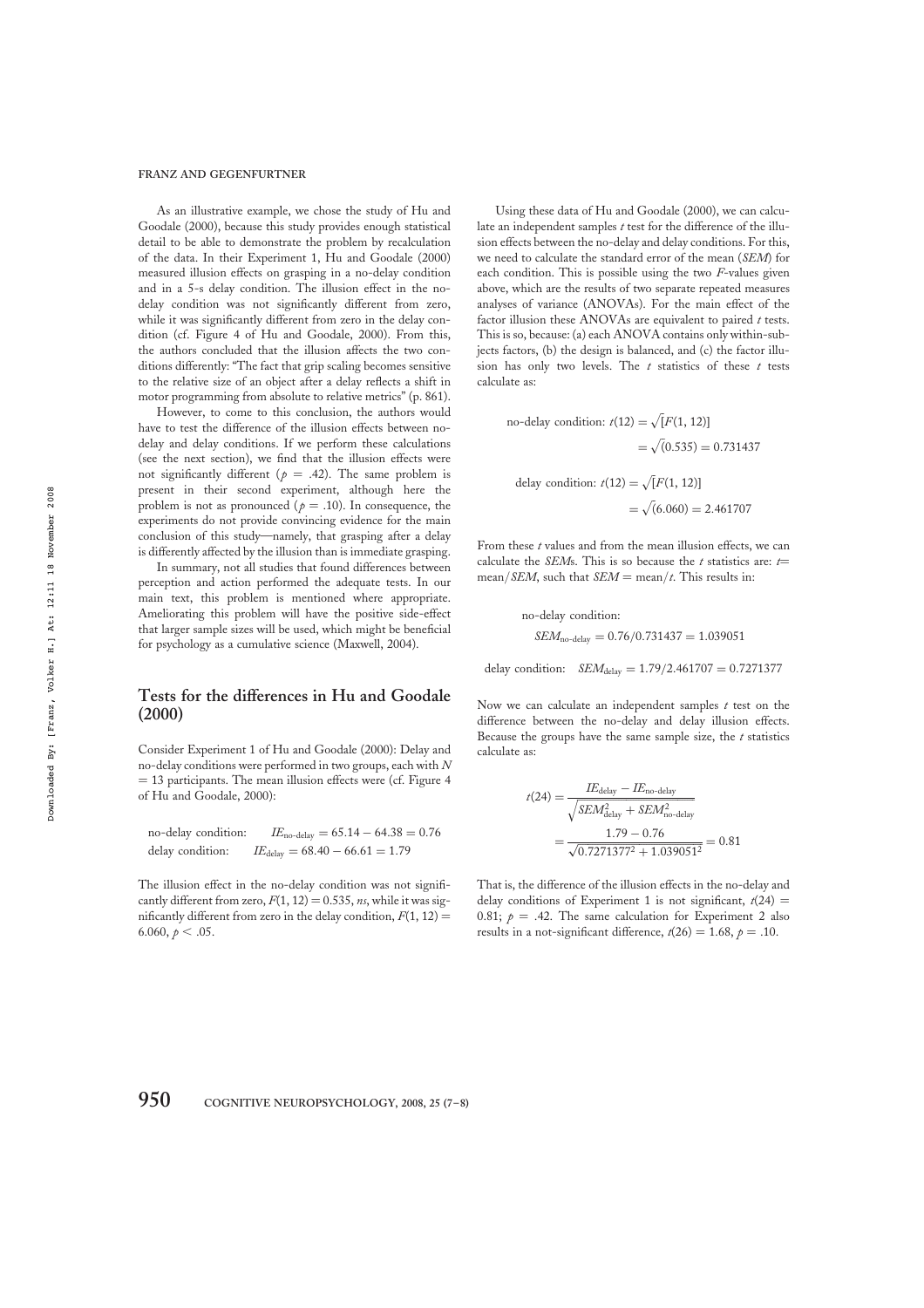As an illustrative example, we chose the study of Hu and Goodale (2000), because this study provides enough statistical detail to be able to demonstrate the problem by recalculation of the data. In their Experiment 1, Hu and Goodale (2000) measured illusion effects on grasping in a no-delay condition and in a 5-s delay condition. The illusion effect in the no-delay condition was not significantly different from zero, while it was significantly different from zero in the delay condition (cf. Figure 4 of Hu and Goodale, 2000). From this, the authors concluded that the illusion affects the two conditions differently: "The fact that grip scaling becomes sensitive to the relative size of an object after a delay reflects a shift in motor programming from absolute to relative metrics" (p. 861).

However, to come to this conclusion, the authors would have to test the difference of the illusion effects between no-delay and delay conditions. If we perform these calculations (see the next section), we find that the illusion effects were not significantly different ($p = .42$). The same problem is present in their second experiment, although here the problem is not as pronounced ($p = .10$). In consequence, the experiments do not provide convincing evidence for the main conclusion of this study—namely, that grasping after a delay is differently affected by the illusion than is immediate grasping.

In summary, not all studies that found differences between perception and action performed the adequate tests. In our main text, this problem is mentioned where appropriate. Ameliorating this problem will have the positive side-effect that larger sample sizes will be used, which might be beneficial for psychology as a cumulative science (Maxwell, 2004).

## Tests for the differences in Hu and Goodale (2000)

Consider Experiment 1 of Hu and Goodale (2000): Delay and no-delay conditions were performed in two groups, each with $N = 13$ participants. The mean illusion effects were (cf. Figure 4 of Hu and Goodale, 2000):

$$\text{no-delay condition:} \quad IE_{\text{no-delay}} = 65.14 - 64.38 = 0.76$$
$$\text{delay condition:} \quad IE_{\text{delay}} = 68.40 - 66.61 = 1.79$$

The illusion effect in the no-delay condition was not significantly different from zero, $F(1, 12) = 0.535$, *ns*, while it was significantly different from zero in the delay condition, $F(1, 12) = 6.060$, $p < .05$.

Using these data of Hu and Goodale (2000), we can calculate an independent samples $t$ test for the difference of the illusion effects between the no-delay and delay conditions. For this, we need to calculate the standard error of the mean (*SEM*) for each condition. This is possible using the two $F$-values given above, which are the results of two separate repeated measures analyses of variance (ANOVAs). For the main effect of the factor illusion these ANOVAs are equivalent to paired $t$ tests. This is so, because: (a) each ANOVA contains only within-subjects factors, (b) the design is balanced, and (c) the factor illusion has only two levels. The $t$ statistics of these $t$ tests calculate as:

$$\text{no-delay condition: } t(12) = \sqrt{[F(1, 12)]} = \sqrt{(0.535)} = 0.731437$$

$$\text{delay condition: } t(12) = \sqrt{[F(1, 12)]} = \sqrt{(6.060)} = 2.461707$$

From these $t$ values and from the mean illusion effects, we can calculate the *SEM*s. This is so because the $t$ statistics are: $t = \text{mean}/SEM$, such that $SEM = \text{mean}/t$. This results in:

$$\text{no-delay condition: } SEM_{\text{no-delay}} = 0.76/0.731437 = 1.039051$$

$$\text{delay condition: } SEM_{\text{delay}} = 1.79/2.461707 = 0.7271377$$

Now we can calculate an independent samples $t$ test on the difference between the no-delay and delay illusion effects. Because the groups have the same sample size, the $t$ statistics calculate as:

$$t(24) = \frac{IE_{\text{delay}} - IE_{\text{no-delay}}}{\sqrt{SEM^2_{\text{delay}} + SEM^2_{\text{no-delay}}}} = \frac{1.79 - 0.76}{\sqrt{0.7271377^2 + 1.039051^2}} = 0.81$$

That is, the difference of the illusion effects in the no-delay and delay conditions of Experiment 1 is not significant, $t(24) = 0.81$; $p = .42$. The same calculation for Experiment 2 also results in a not-significant difference, $t(26) = 1.68$, $p = .10$.